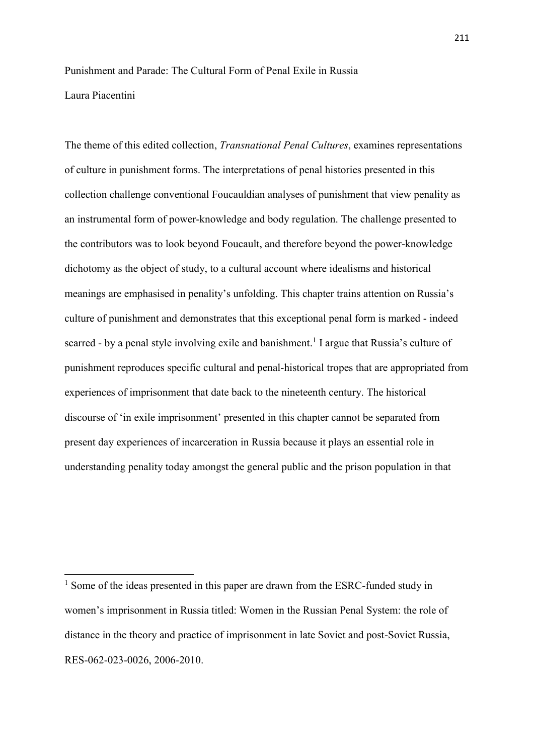# Punishment and Parade: The Cultural Form of Penal Exile in Russia

Laura Piacentini

The theme of this edited collection, *Transnational Penal Cultures*, examines representations of culture in punishment forms. The interpretations of penal histories presented in this collection challenge conventional Foucauldian analyses of punishment that view penality as an instrumental form of power-knowledge and body regulation. The challenge presented to the contributors was to look beyond Foucault, and therefore beyond the power-knowledge dichotomy as the object of study, to a cultural account where idealisms and historical meanings are emphasised in penality's unfolding. This chapter trains attention on Russia's culture of punishment and demonstrates that this exceptional penal form is marked - indeed scarred - by a penal style involving exile and banishment.[1] I argue that Russia's culture of punishment reproduces specific cultural and penal-historical tropes that are appropriated from experiences of imprisonment that date back to the nineteenth century. The historical discourse of 'in exile imprisonment' presented in this chapter cannot be separated from present day experiences of incarceration in Russia because it plays an essential role in understanding penality today amongst the general public and the prison population in that

[1] Some of the ideas presented in this paper are drawn from the ESRC-funded study in women's imprisonment in Russia titled: Women in the Russian Penal System: the role of distance in the theory and practice of imprisonment in late Soviet and post-Soviet Russia, RES-062-023-0026, 2006-2010.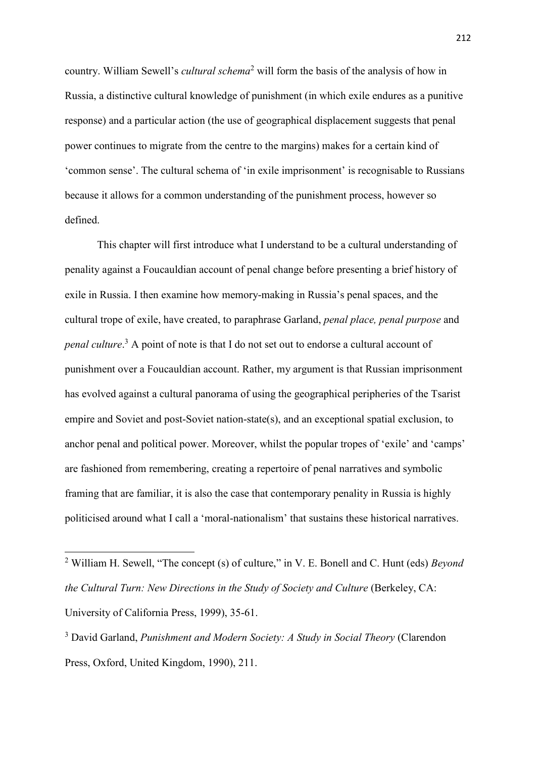country. William Sewell's *cultural schema*[2] will form the basis of the analysis of how in Russia, a distinctive cultural knowledge of punishment (in which exile endures as a punitive response) and a particular action (the use of geographical displacement suggests that penal power continues to migrate from the centre to the margins) makes for a certain kind of 'common sense'. The cultural schema of 'in exile imprisonment' is recognisable to Russians because it allows for a common understanding of the punishment process, however so defined.

This chapter will first introduce what I understand to be a cultural understanding of penality against a Foucauldian account of penal change before presenting a brief history of exile in Russia. I then examine how memory-making in Russia's penal spaces, and the cultural trope of exile, have created, to paraphrase Garland, *penal place, penal purpose* and *penal culture*.[3] A point of note is that I do not set out to endorse a cultural account of punishment over a Foucauldian account. Rather, my argument is that Russian imprisonment has evolved against a cultural panorama of using the geographical peripheries of the Tsarist empire and Soviet and post-Soviet nation-state(s), and an exceptional spatial exclusion, to anchor penal and political power. Moreover, whilst the popular tropes of 'exile' and 'camps' are fashioned from remembering, creating a repertoire of penal narratives and symbolic framing that are familiar, it is also the case that contemporary penality in Russia is highly politicised around what I call a 'moral-nationalism' that sustains these historical narratives.

---

[2] William H. Sewell, "The concept (s) of culture," in V. E. Bonell and C. Hunt (eds) *Beyond the Cultural Turn: New Directions in the Study of Society and Culture* (Berkeley, CA: University of California Press, 1999), 35-61.

[3] David Garland, *Punishment and Modern Society: A Study in Social Theory* (Clarendon Press, Oxford, United Kingdom, 1990), 211.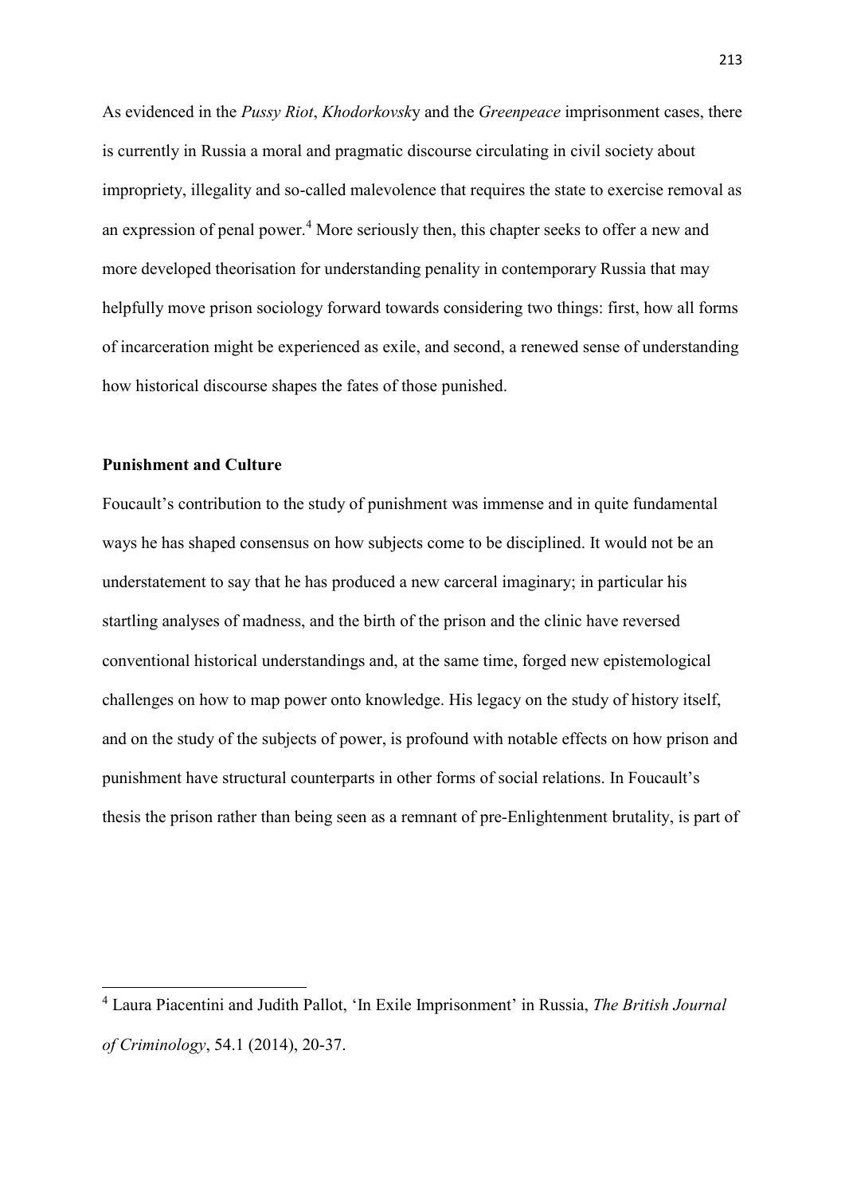As evidenced in the *Pussy Riot*, *Khodorkovsk*y and the *Greenpeace* imprisonment cases, there is currently in Russia a moral and pragmatic discourse circulating in civil society about impropriety, illegality and so-called malevolence that requires the state to exercise removal as an expression of penal power.[4] More seriously then, this chapter seeks to offer a new and more developed theorisation for understanding penality in contemporary Russia that may helpfully move prison sociology forward towards considering two things: first, how all forms of incarceration might be experienced as exile, and second, a renewed sense of understanding how historical discourse shapes the fates of those punished.

**Punishment and Culture**

Foucault's contribution to the study of punishment was immense and in quite fundamental ways he has shaped consensus on how subjects come to be disciplined. It would not be an understatement to say that he has produced a new carceral imaginary; in particular his startling analyses of madness, and the birth of the prison and the clinic have reversed conventional historical understandings and, at the same time, forged new epistemological challenges on how to map power onto knowledge. His legacy on the study of history itself, and on the study of the subjects of power, is profound with notable effects on how prison and punishment have structural counterparts in other forms of social relations. In Foucault's thesis the prison rather than being seen as a remnant of pre-Enlightenment brutality, is part of

[4] Laura Piacentini and Judith Pallot, 'In Exile Imprisonment' in Russia, *The British Journal of Criminology*, 54.1 (2014), 20-37.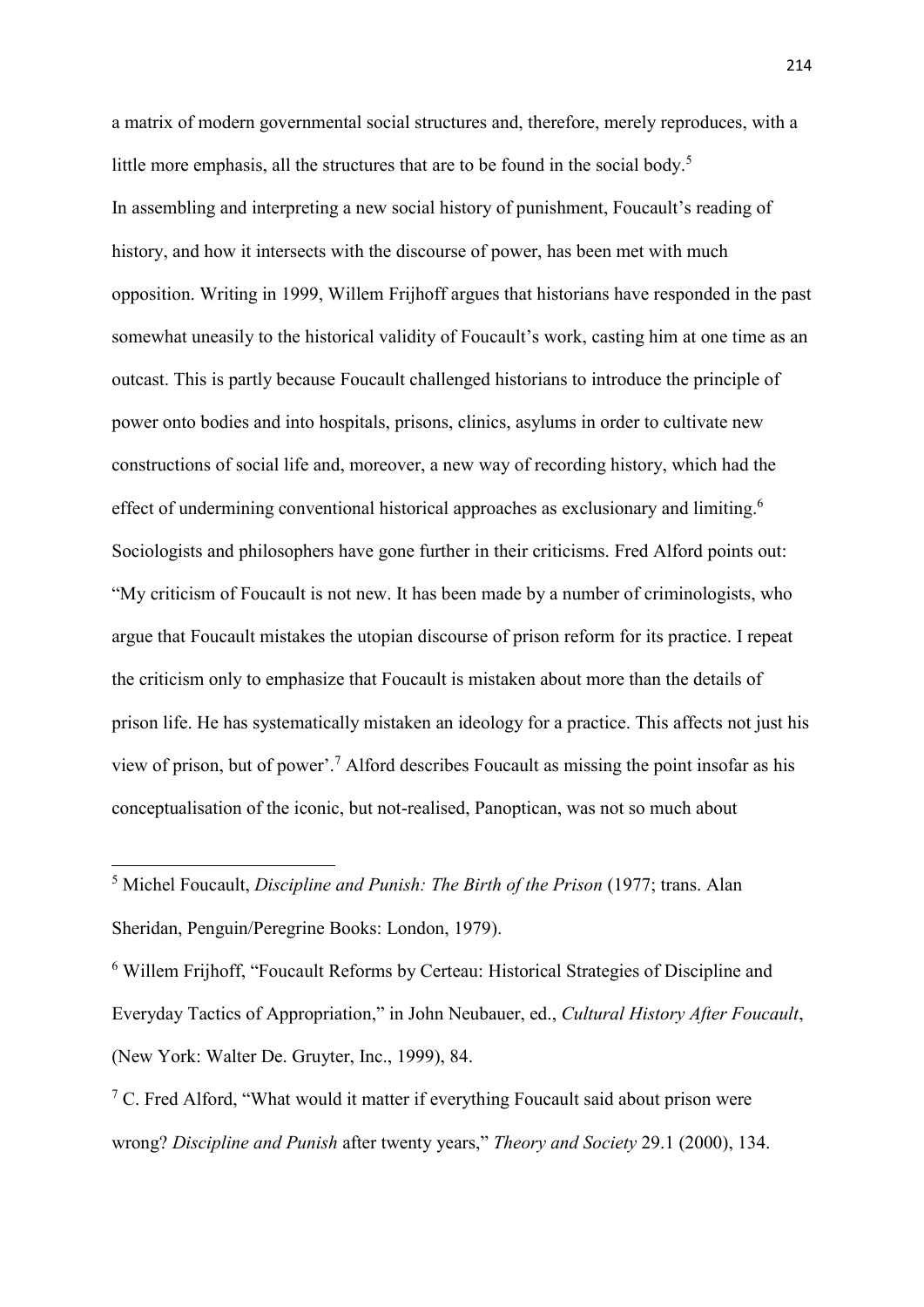a matrix of modern governmental social structures and, therefore, merely reproduces, with a little more emphasis, all the structures that are to be found in the social body.[5]

In assembling and interpreting a new social history of punishment, Foucault's reading of history, and how it intersects with the discourse of power, has been met with much opposition. Writing in 1999, Willem Frijhoff argues that historians have responded in the past somewhat uneasily to the historical validity of Foucault's work, casting him at one time as an outcast. This is partly because Foucault challenged historians to introduce the principle of power onto bodies and into hospitals, prisons, clinics, asylums in order to cultivate new constructions of social life and, moreover, a new way of recording history, which had the effect of undermining conventional historical approaches as exclusionary and limiting.[6] Sociologists and philosophers have gone further in their criticisms. Fred Alford points out: "My criticism of Foucault is not new. It has been made by a number of criminologists, who argue that Foucault mistakes the utopian discourse of prison reform for its practice. I repeat the criticism only to emphasize that Foucault is mistaken about more than the details of prison life. He has systematically mistaken an ideology for a practice. This affects not just his view of prison, but of power'.[7] Alford describes Foucault as missing the point insofar as his conceptualisation of the iconic, but not-realised, Panoptican, was not so much about

---

[5] Michel Foucault, *Discipline and Punish: The Birth of the Prison* (1977; trans. Alan Sheridan, Penguin/Peregrine Books: London, 1979).

[6] Willem Frijhoff, "Foucault Reforms by Certeau: Historical Strategies of Discipline and Everyday Tactics of Appropriation," in John Neubauer, ed., *Cultural History After Foucault*, (New York: Walter De. Gruyter, Inc., 1999), 84.

[7] C. Fred Alford, "What would it matter if everything Foucault said about prison were wrong? *Discipline and Punish* after twenty years," *Theory and Society* 29.1 (2000), 134.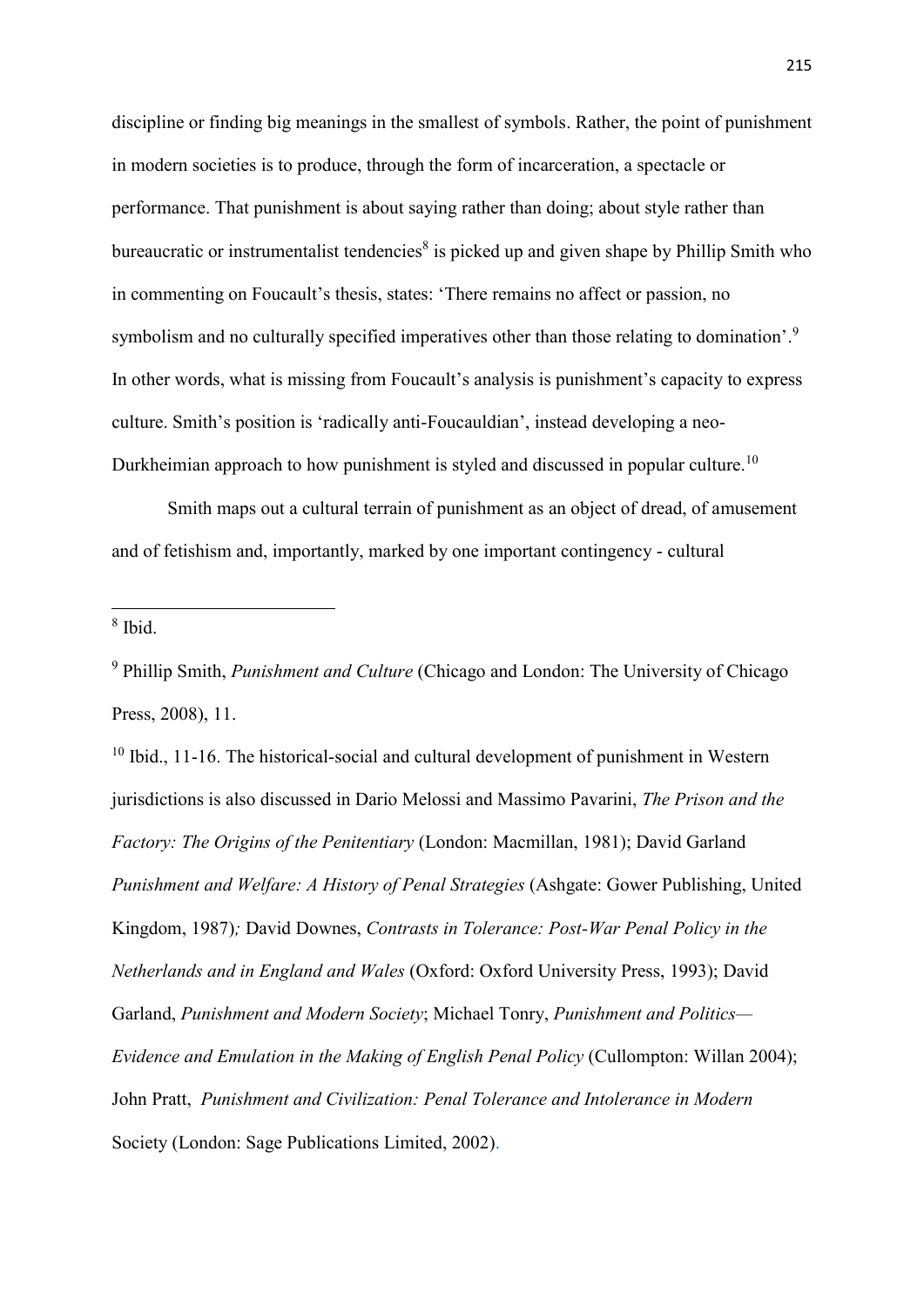discipline or finding big meanings in the smallest of symbols. Rather, the point of punishment in modern societies is to produce, through the form of incarceration, a spectacle or performance. That punishment is about saying rather than doing; about style rather than bureaucratic or instrumentalist tendencies[8] is picked up and given shape by Phillip Smith who in commenting on Foucault's thesis, states: 'There remains no affect or passion, no symbolism and no culturally specified imperatives other than those relating to domination'.[9] In other words, what is missing from Foucault's analysis is punishment's capacity to express culture. Smith's position is 'radically anti-Foucauldian', instead developing a neo-Durkheimian approach to how punishment is styled and discussed in popular culture.[10]

Smith maps out a cultural terrain of punishment as an object of dread, of amusement and of fetishism and, importantly, marked by one important contingency - cultural

---

[8] Ibid.

[9] Phillip Smith, *Punishment and Culture* (Chicago and London: The University of Chicago Press, 2008), 11.

[10] Ibid., 11-16. The historical-social and cultural development of punishment in Western jurisdictions is also discussed in Dario Melossi and Massimo Pavarini, *The Prison and the Factory: The Origins of the Penitentiary* (London: Macmillan, 1981); David Garland *Punishment and Welfare: A History of Penal Strategies* (Ashgate: Gower Publishing, United Kingdom, 1987)*;* David Downes, *Contrasts in Tolerance: Post-War Penal Policy in the Netherlands and in England and Wales* (Oxford: Oxford University Press, 1993); David Garland, *Punishment and Modern Society*; Michael Tonry, *Punishment and Politics— Evidence and Emulation in the Making of English Penal Policy* (Cullompton: Willan 2004); John Pratt, *Punishment and Civilization: Penal Tolerance and Intolerance in Modern* Society (London: Sage Publications Limited, 2002).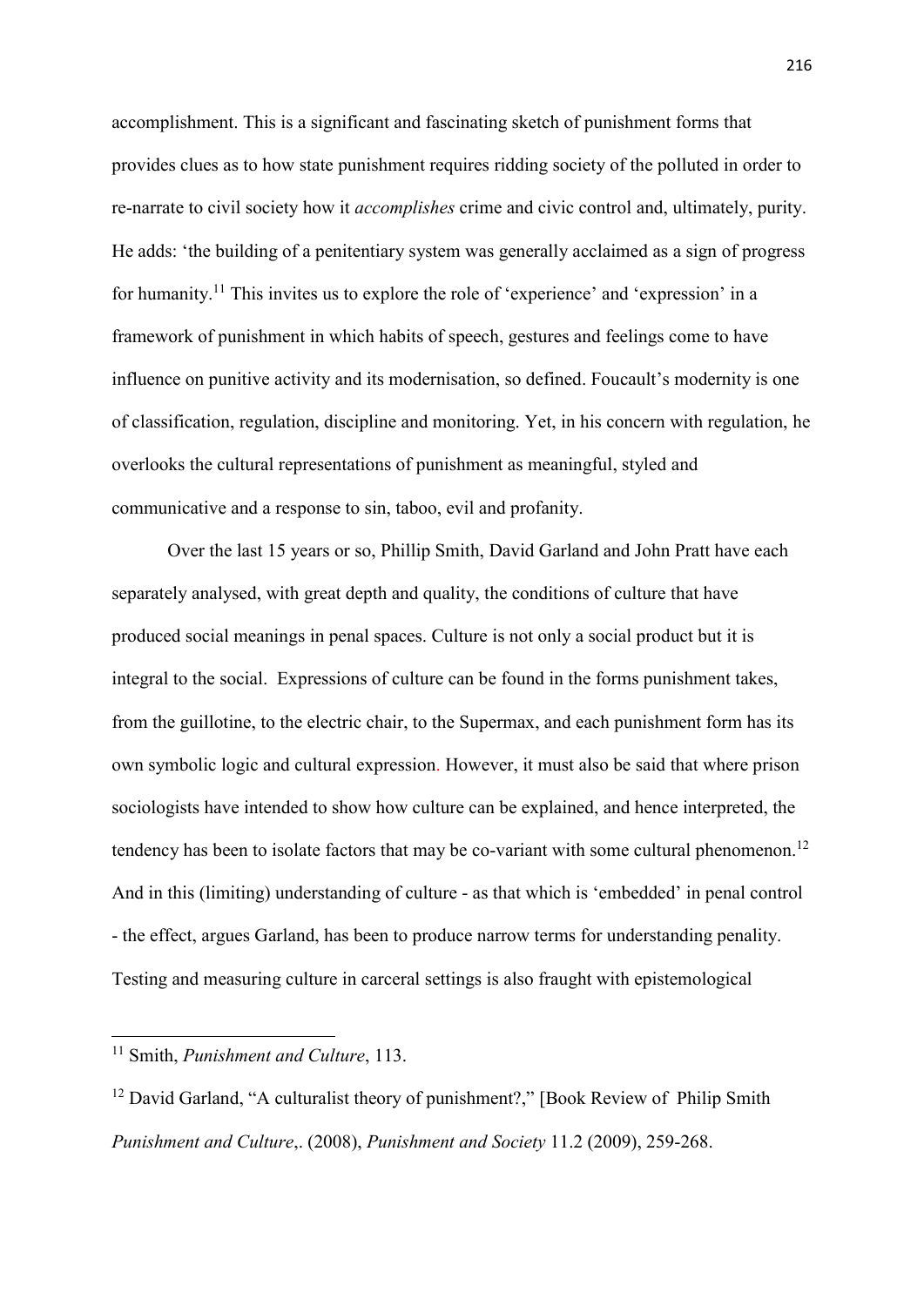accomplishment. This is a significant and fascinating sketch of punishment forms that provides clues as to how state punishment requires ridding society of the polluted in order to re-narrate to civil society how it *accomplishes* crime and civic control and, ultimately, purity. He adds: 'the building of a penitentiary system was generally acclaimed as a sign of progress for humanity.[11] This invites us to explore the role of 'experience' and 'expression' in a framework of punishment in which habits of speech, gestures and feelings come to have influence on punitive activity and its modernisation, so defined. Foucault's modernity is one of classification, regulation, discipline and monitoring. Yet, in his concern with regulation, he overlooks the cultural representations of punishment as meaningful, styled and communicative and a response to sin, taboo, evil and profanity.

Over the last 15 years or so, Phillip Smith, David Garland and John Pratt have each separately analysed, with great depth and quality, the conditions of culture that have produced social meanings in penal spaces. Culture is not only a social product but it is integral to the social. Expressions of culture can be found in the forms punishment takes, from the guillotine, to the electric chair, to the Supermax, and each punishment form has its own symbolic logic and cultural expression. However, it must also be said that where prison sociologists have intended to show how culture can be explained, and hence interpreted, the tendency has been to isolate factors that may be co-variant with some cultural phenomenon.[12] And in this (limiting) understanding of culture - as that which is 'embedded' in penal control - the effect, argues Garland, has been to produce narrow terms for understanding penality. Testing and measuring culture in carceral settings is also fraught with epistemological

---

[11] Smith, *Punishment and Culture*, 113.

[12] David Garland, "A culturalist theory of punishment?," [Book Review of Philip Smith *Punishment and Culture*,. (2008), *Punishment and Society* 11.2 (2009), 259-268.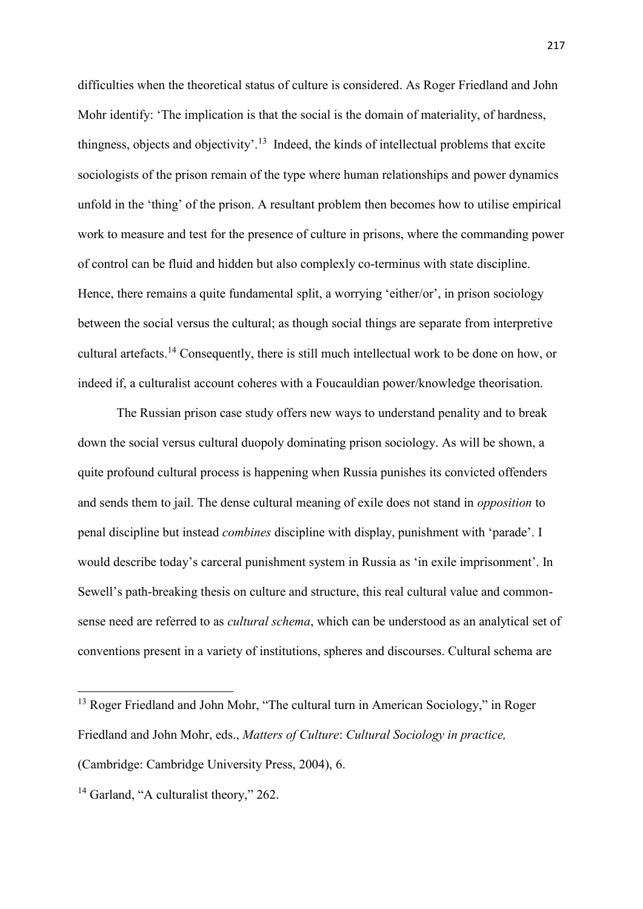difficulties when the theoretical status of culture is considered. As Roger Friedland and John Mohr identify: 'The implication is that the social is the domain of materiality, of hardness, thingness, objects and objectivity'.[13] Indeed, the kinds of intellectual problems that excite sociologists of the prison remain of the type where human relationships and power dynamics unfold in the 'thing' of the prison. A resultant problem then becomes how to utilise empirical work to measure and test for the presence of culture in prisons, where the commanding power of control can be fluid and hidden but also complexly co-terminus with state discipline. Hence, there remains a quite fundamental split, a worrying 'either/or', in prison sociology between the social versus the cultural; as though social things are separate from interpretive cultural artefacts.[14] Consequently, there is still much intellectual work to be done on how, or indeed if, a culturalist account coheres with a Foucauldian power/knowledge theorisation.

The Russian prison case study offers new ways to understand penality and to break down the social versus cultural duopoly dominating prison sociology. As will be shown, a quite profound cultural process is happening when Russia punishes its convicted offenders and sends them to jail. The dense cultural meaning of exile does not stand in *opposition* to penal discipline but instead *combines* discipline with display, punishment with 'parade'. I would describe today's carceral punishment system in Russia as 'in exile imprisonment'. In Sewell's path-breaking thesis on culture and structure, this real cultural value and common-sense need are referred to as *cultural schema*, which can be understood as an analytical set of conventions present in a variety of institutions, spheres and discourses. Cultural schema are

---

[13] Roger Friedland and John Mohr, "The cultural turn in American Sociology," in Roger Friedland and John Mohr, eds., *Matters of Culture*: *Cultural Sociology in practice,* (Cambridge: Cambridge University Press, 2004), 6.

[14] Garland, "A culturalist theory," 262.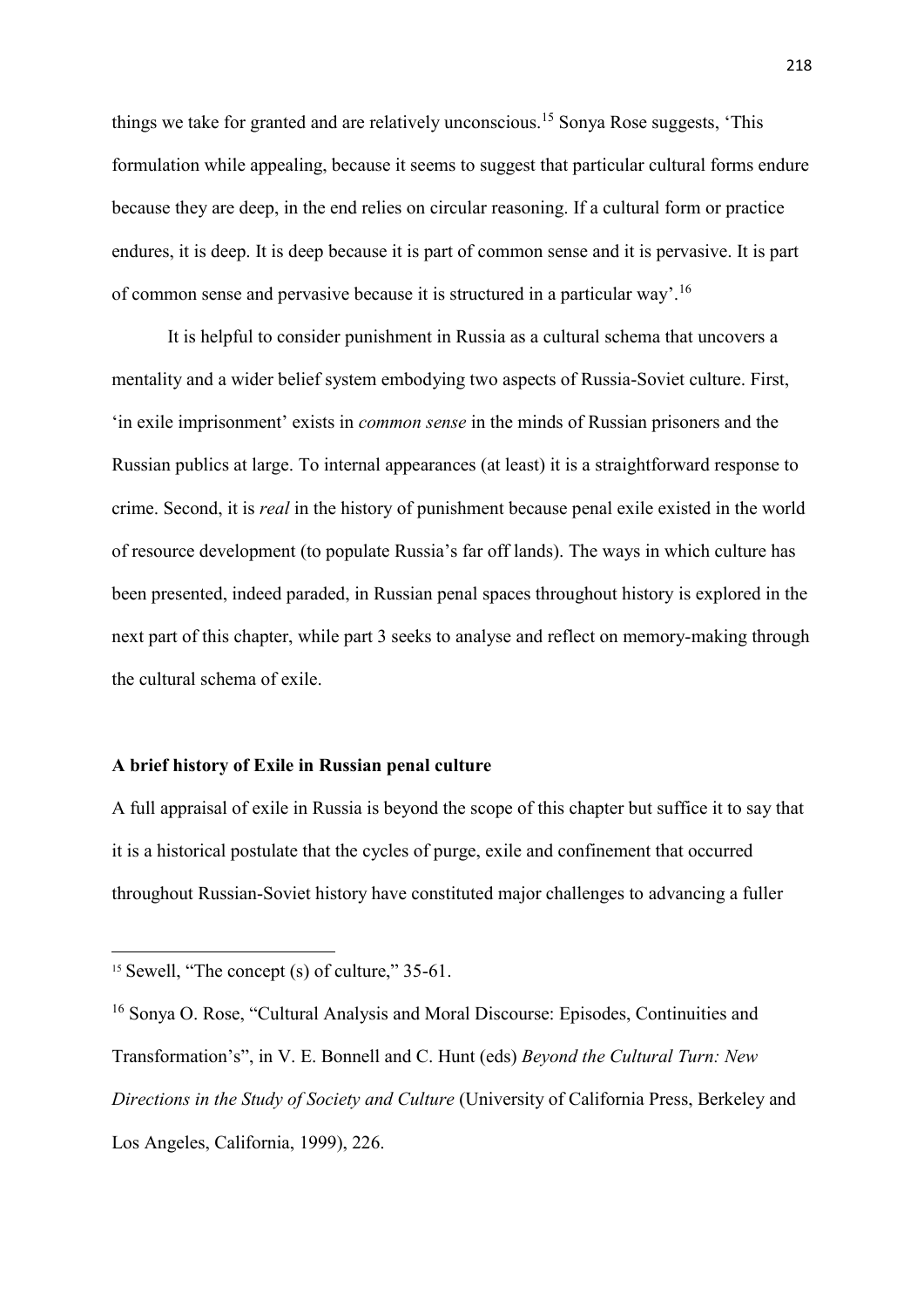things we take for granted and are relatively unconscious.[15] Sonya Rose suggests, 'This formulation while appealing, because it seems to suggest that particular cultural forms endure because they are deep, in the end relies on circular reasoning. If a cultural form or practice endures, it is deep. It is deep because it is part of common sense and it is pervasive. It is part of common sense and pervasive because it is structured in a particular way'.[16]

It is helpful to consider punishment in Russia as a cultural schema that uncovers a mentality and a wider belief system embodying two aspects of Russia-Soviet culture. First, 'in exile imprisonment' exists in *common sense* in the minds of Russian prisoners and the Russian publics at large. To internal appearances (at least) it is a straightforward response to crime. Second, it is *real* in the history of punishment because penal exile existed in the world of resource development (to populate Russia's far off lands). The ways in which culture has been presented, indeed paraded, in Russian penal spaces throughout history is explored in the next part of this chapter, while part 3 seeks to analyse and reflect on memory-making through the cultural schema of exile.

**A brief history of Exile in Russian penal culture**

A full appraisal of exile in Russia is beyond the scope of this chapter but suffice it to say that it is a historical postulate that the cycles of purge, exile and confinement that occurred throughout Russian-Soviet history have constituted major challenges to advancing a fuller

---

[15] Sewell, "The concept (s) of culture," 35-61.

[16] Sonya O. Rose, "Cultural Analysis and Moral Discourse: Episodes, Continuities and Transformation's", in V. E. Bonnell and C. Hunt (eds) *Beyond the Cultural Turn: New Directions in the Study of Society and Culture* (University of California Press, Berkeley and Los Angeles, California, 1999), 226.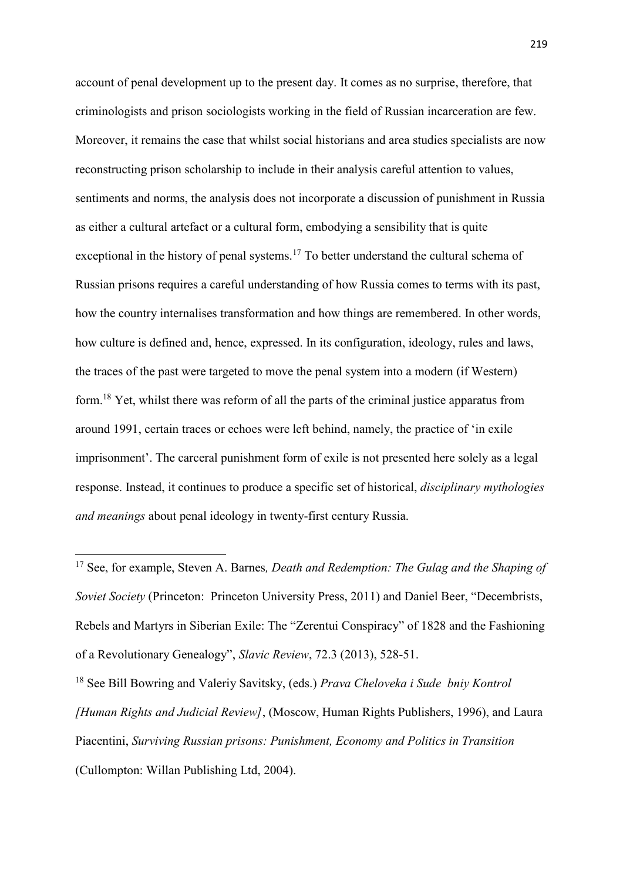account of penal development up to the present day. It comes as no surprise, therefore, that criminologists and prison sociologists working in the field of Russian incarceration are few. Moreover, it remains the case that whilst social historians and area studies specialists are now reconstructing prison scholarship to include in their analysis careful attention to values, sentiments and norms, the analysis does not incorporate a discussion of punishment in Russia as either a cultural artefact or a cultural form, embodying a sensibility that is quite exceptional in the history of penal systems.[17] To better understand the cultural schema of Russian prisons requires a careful understanding of how Russia comes to terms with its past, how the country internalises transformation and how things are remembered. In other words, how culture is defined and, hence, expressed. In its configuration, ideology, rules and laws, the traces of the past were targeted to move the penal system into a modern (if Western) form.[18] Yet, whilst there was reform of all the parts of the criminal justice apparatus from around 1991, certain traces or echoes were left behind, namely, the practice of 'in exile imprisonment'. The carceral punishment form of exile is not presented here solely as a legal response. Instead, it continues to produce a specific set of historical, *disciplinary mythologies and meanings* about penal ideology in twenty-first century Russia.

---

[17] See, for example, Steven A. Barnes*, Death and Redemption: The Gulag and the Shaping of Soviet Society* (Princeton: Princeton University Press, 2011) and Daniel Beer, "Decembrists, Rebels and Martyrs in Siberian Exile: The "Zerentui Conspiracy" of 1828 and the Fashioning of a Revolutionary Genealogy", *Slavic Review*, 72.3 (2013), 528-51.

[18] See Bill Bowring and Valeriy Savitsky, (eds.) *Prava Cheloveka i Sude bniy Kontrol [Human Rights and Judicial Review]*, (Moscow, Human Rights Publishers, 1996), and Laura Piacentini, *Surviving Russian prisons: Punishment, Economy and Politics in Transition* (Cullompton: Willan Publishing Ltd, 2004).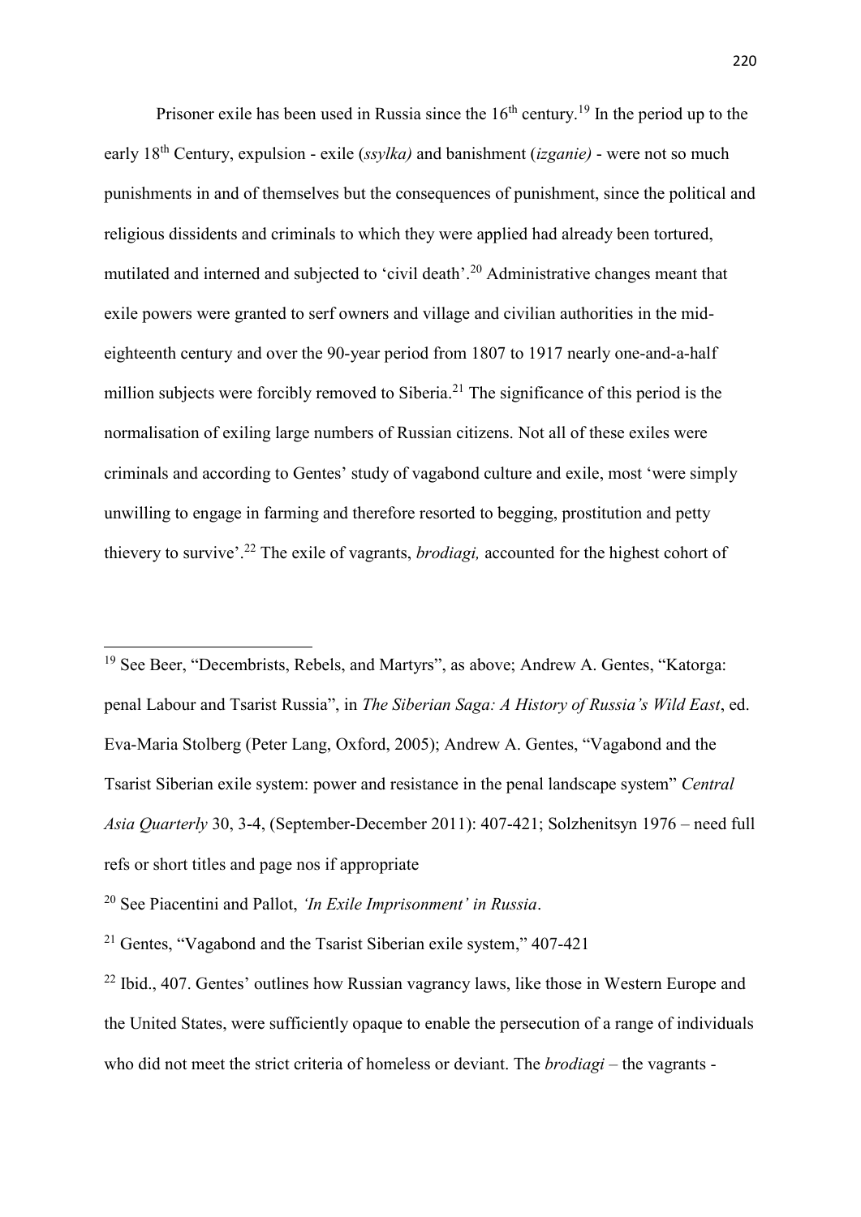Prisoner exile has been used in Russia since the 16th century.[19] In the period up to the early 18th Century, expulsion - exile (*ssylka)* and banishment (*izganie)* - were not so much punishments in and of themselves but the consequences of punishment, since the political and religious dissidents and criminals to which they were applied had already been tortured, mutilated and interned and subjected to 'civil death'.[20] Administrative changes meant that exile powers were granted to serf owners and village and civilian authorities in the mid-eighteenth century and over the 90-year period from 1807 to 1917 nearly one-and-a-half million subjects were forcibly removed to Siberia.[21] The significance of this period is the normalisation of exiling large numbers of Russian citizens. Not all of these exiles were criminals and according to Gentes' study of vagabond culture and exile, most 'were simply unwilling to engage in farming and therefore resorted to begging, prostitution and petty thievery to survive'.[22] The exile of vagrants, *brodiagi,* accounted for the highest cohort of

---

[19] See Beer, "Decembrists, Rebels, and Martyrs", as above; Andrew A. Gentes, "Katorga: penal Labour and Tsarist Russia", in *The Siberian Saga: A History of Russia's Wild East*, ed. Eva-Maria Stolberg (Peter Lang, Oxford, 2005); Andrew A. Gentes, "Vagabond and the Tsarist Siberian exile system: power and resistance in the penal landscape system" *Central Asia Quarterly* 30, 3-4, (September-December 2011): 407-421; Solzhenitsyn 1976 – need full refs or short titles and page nos if appropriate

[20] See Piacentini and Pallot, *'In Exile Imprisonment' in Russia*.

[21] Gentes, "Vagabond and the Tsarist Siberian exile system," 407-421

[22] Ibid., 407. Gentes' outlines how Russian vagrancy laws, like those in Western Europe and the United States, were sufficiently opaque to enable the persecution of a range of individuals who did not meet the strict criteria of homeless or deviant. The *brodiagi* – the vagrants -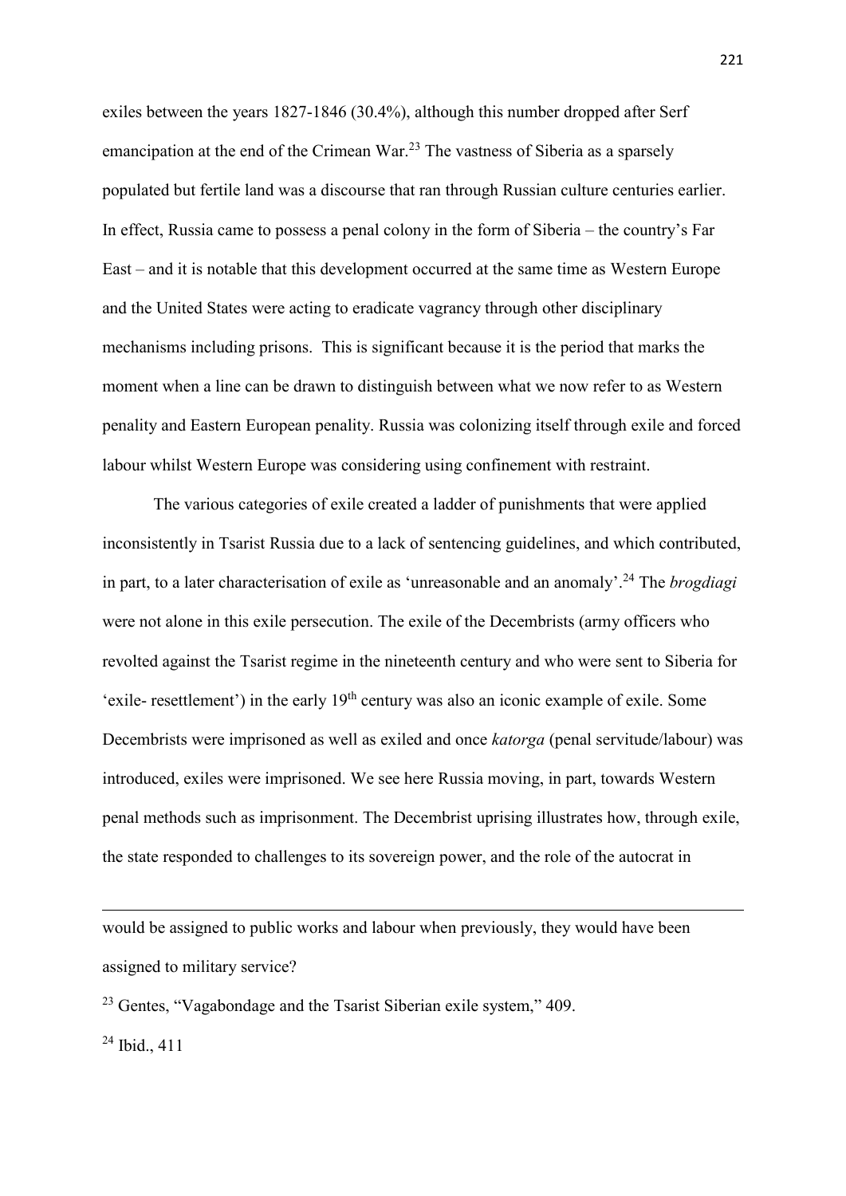exiles between the years 1827-1846 (30.4%), although this number dropped after Serf emancipation at the end of the Crimean War.[23] The vastness of Siberia as a sparsely populated but fertile land was a discourse that ran through Russian culture centuries earlier. In effect, Russia came to possess a penal colony in the form of Siberia – the country's Far East – and it is notable that this development occurred at the same time as Western Europe and the United States were acting to eradicate vagrancy through other disciplinary mechanisms including prisons. This is significant because it is the period that marks the moment when a line can be drawn to distinguish between what we now refer to as Western penality and Eastern European penality. Russia was colonizing itself through exile and forced labour whilst Western Europe was considering using confinement with restraint.

The various categories of exile created a ladder of punishments that were applied inconsistently in Tsarist Russia due to a lack of sentencing guidelines, and which contributed, in part, to a later characterisation of exile as 'unreasonable and an anomaly'.[24] The *brogdiagi* were not alone in this exile persecution. The exile of the Decembrists (army officers who revolted against the Tsarist regime in the nineteenth century and who were sent to Siberia for 'exile- resettlement') in the early 19th century was also an iconic example of exile. Some Decembrists were imprisoned as well as exiled and once *katorga* (penal servitude/labour) was introduced, exiles were imprisoned. We see here Russia moving, in part, towards Western penal methods such as imprisonment. The Decembrist uprising illustrates how, through exile, the state responded to challenges to its sovereign power, and the role of the autocrat in

---

would be assigned to public works and labour when previously, they would have been assigned to military service?

[23] Gentes, "Vagabondage and the Tsarist Siberian exile system," 409.

[24] Ibid., 411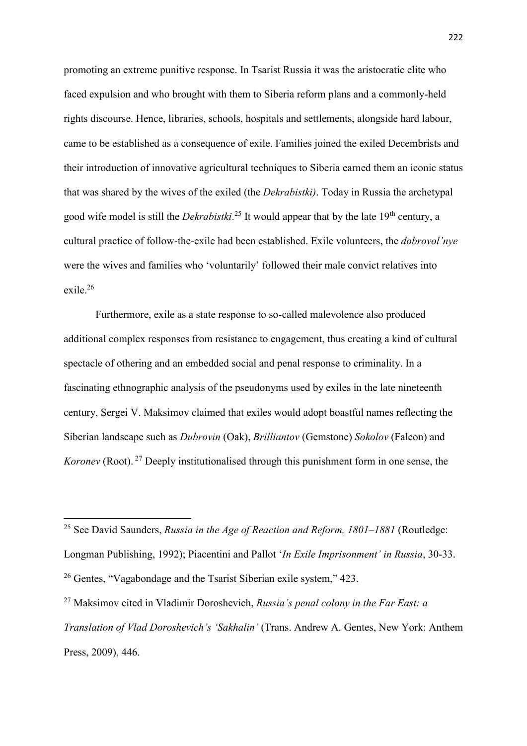promoting an extreme punitive response. In Tsarist Russia it was the aristocratic elite who faced expulsion and who brought with them to Siberia reform plans and a commonly-held rights discourse. Hence, libraries, schools, hospitals and settlements, alongside hard labour, came to be established as a consequence of exile. Families joined the exiled Decembrists and their introduction of innovative agricultural techniques to Siberia earned them an iconic status that was shared by the wives of the exiled (the *Dekrabistki)*. Today in Russia the archetypal good wife model is still the *Dekrabistki*.[25] It would appear that by the late 19th century, a cultural practice of follow-the-exile had been established. Exile volunteers, the *dobrovol'nye* were the wives and families who 'voluntarily' followed their male convict relatives into exile.[26]

Furthermore, exile as a state response to so-called malevolence also produced additional complex responses from resistance to engagement, thus creating a kind of cultural spectacle of othering and an embedded social and penal response to criminality. In a fascinating ethnographic analysis of the pseudonyms used by exiles in the late nineteenth century, Sergei V. Maksimov claimed that exiles would adopt boastful names reflecting the Siberian landscape such as *Dubrovin* (Oak), *Brilliantov* (Gemstone) *Sokolov* (Falcon) and *Koronev* (Root).[27] Deeply institutionalised through this punishment form in one sense, the

---

[25] See David Saunders, *Russia in the Age of Reaction and Reform, 1801–1881* (Routledge: Longman Publishing, 1992); Piacentini and Pallot '*In Exile Imprisonment' in Russia*, 30-33.

[26] Gentes, "Vagabondage and the Tsarist Siberian exile system," 423.

[27] Maksimov cited in Vladimir Doroshevich, *Russia's penal colony in the Far East: a Translation of Vlad Doroshevich's 'Sakhalin'* (Trans. Andrew A. Gentes, New York: Anthem Press, 2009), 446.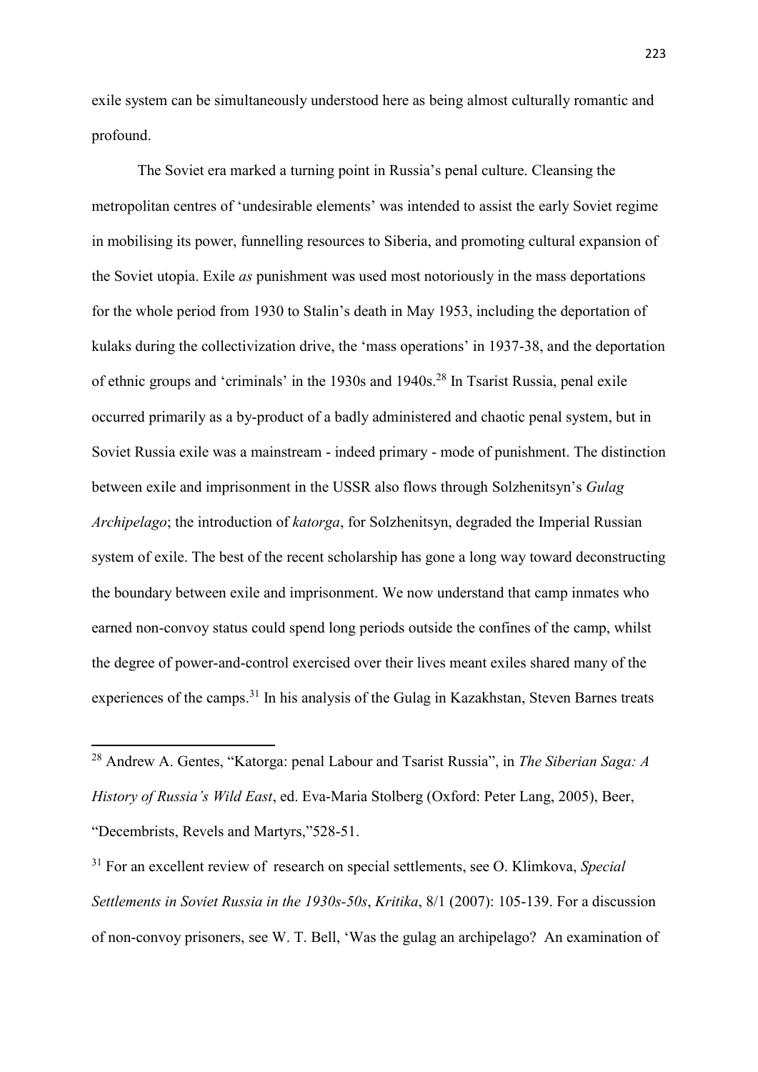exile system can be simultaneously understood here as being almost culturally romantic and profound.

The Soviet era marked a turning point in Russia's penal culture. Cleansing the metropolitan centres of 'undesirable elements' was intended to assist the early Soviet regime in mobilising its power, funnelling resources to Siberia, and promoting cultural expansion of the Soviet utopia. Exile *as* punishment was used most notoriously in the mass deportations for the whole period from 1930 to Stalin's death in May 1953, including the deportation of kulaks during the collectivization drive, the 'mass operations' in 1937-38, and the deportation of ethnic groups and 'criminals' in the 1930s and 1940s.[28] In Tsarist Russia, penal exile occurred primarily as a by-product of a badly administered and chaotic penal system, but in Soviet Russia exile was a mainstream - indeed primary - mode of punishment. The distinction between exile and imprisonment in the USSR also flows through Solzhenitsyn's *Gulag Archipelago*; the introduction of *katorga*, for Solzhenitsyn, degraded the Imperial Russian system of exile. The best of the recent scholarship has gone a long way toward deconstructing the boundary between exile and imprisonment. We now understand that camp inmates who earned non-convoy status could spend long periods outside the confines of the camp, whilst the degree of power-and-control exercised over their lives meant exiles shared many of the experiences of the camps.[31] In his analysis of the Gulag in Kazakhstan, Steven Barnes treats

---

[28] Andrew A. Gentes, "Katorga: penal Labour and Tsarist Russia", in *The Siberian Saga: A History of Russia's Wild East*, ed. Eva-Maria Stolberg (Oxford: Peter Lang, 2005), Beer, "Decembrists, Revels and Martyrs,"528-51.

[31] For an excellent review of research on special settlements, see O. Klimkova, *Special Settlements in Soviet Russia in the 1930s-50s*, *Kritika*, 8/1 (2007): 105-139. For a discussion of non-convoy prisoners, see W. T. Bell, 'Was the gulag an archipelago? An examination of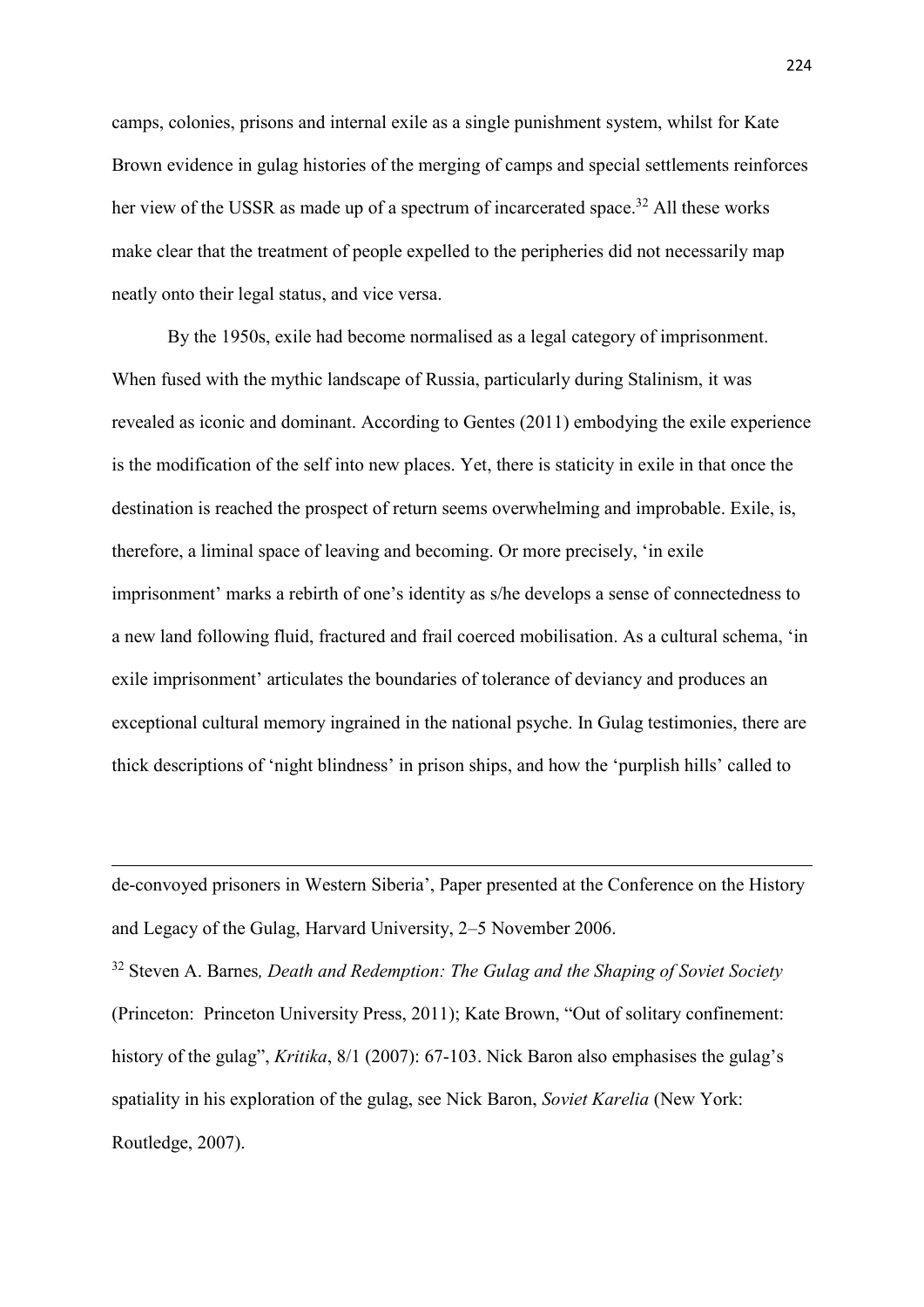camps, colonies, prisons and internal exile as a single punishment system, whilst for Kate Brown evidence in gulag histories of the merging of camps and special settlements reinforces her view of the USSR as made up of a spectrum of incarcerated space.[32] All these works make clear that the treatment of people expelled to the peripheries did not necessarily map neatly onto their legal status, and vice versa.

By the 1950s, exile had become normalised as a legal category of imprisonment. When fused with the mythic landscape of Russia, particularly during Stalinism, it was revealed as iconic and dominant. According to Gentes (2011) embodying the exile experience is the modification of the self into new places. Yet, there is staticity in exile in that once the destination is reached the prospect of return seems overwhelming and improbable. Exile, is, therefore, a liminal space of leaving and becoming. Or more precisely, 'in exile imprisonment' marks a rebirth of one's identity as s/he develops a sense of connectedness to a new land following fluid, fractured and frail coerced mobilisation. As a cultural schema, 'in exile imprisonment' articulates the boundaries of tolerance of deviancy and produces an exceptional cultural memory ingrained in the national psyche. In Gulag testimonies, there are thick descriptions of 'night blindness' in prison ships, and how the 'purplish hills' called to

---

de-convoyed prisoners in Western Siberia', Paper presented at the Conference on the History and Legacy of the Gulag, Harvard University, 2–5 November 2006.

[32] Steven A. Barnes*, Death and Redemption: The Gulag and the Shaping of Soviet Society* (Princeton: Princeton University Press, 2011); Kate Brown, "Out of solitary confinement: history of the gulag", *Kritika*, 8/1 (2007): 67-103. Nick Baron also emphasises the gulag's spatiality in his exploration of the gulag, see Nick Baron, *Soviet Karelia* (New York: Routledge, 2007).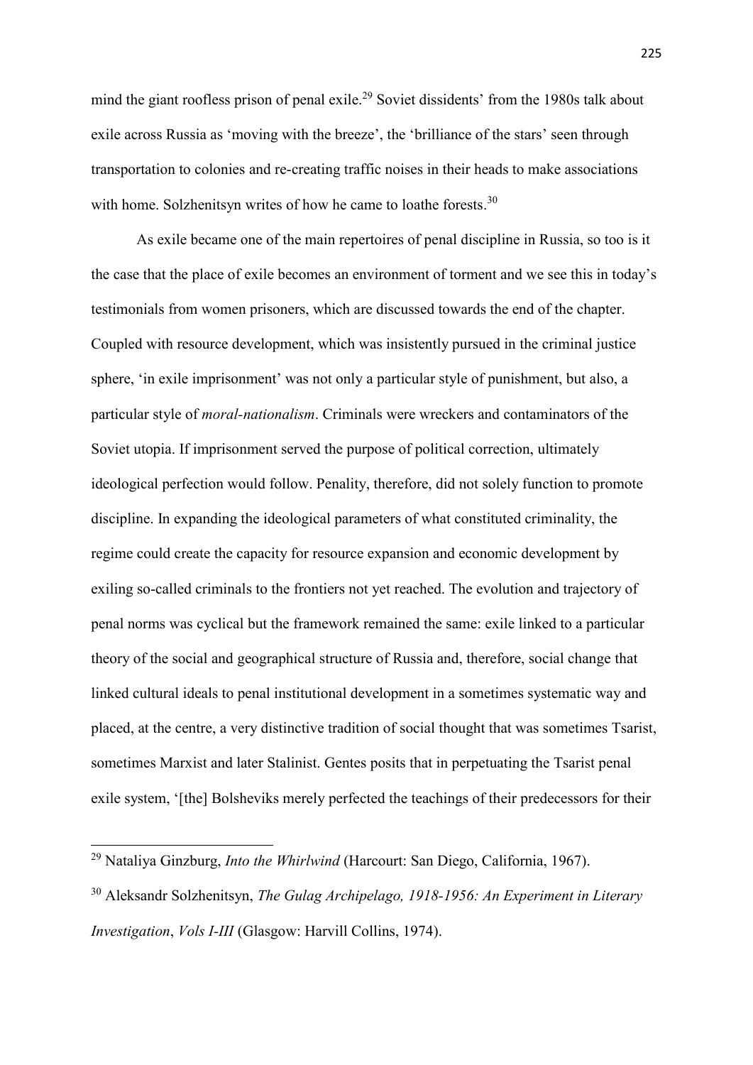mind the giant roofless prison of penal exile.[29] Soviet dissidents' from the 1980s talk about exile across Russia as 'moving with the breeze', the 'brilliance of the stars' seen through transportation to colonies and re-creating traffic noises in their heads to make associations with home. Solzhenitsyn writes of how he came to loathe forests.[30]

As exile became one of the main repertoires of penal discipline in Russia, so too is it the case that the place of exile becomes an environment of torment and we see this in today's testimonials from women prisoners, which are discussed towards the end of the chapter. Coupled with resource development, which was insistently pursued in the criminal justice sphere, 'in exile imprisonment' was not only a particular style of punishment, but also, a particular style of *moral-nationalism*. Criminals were wreckers and contaminators of the Soviet utopia. If imprisonment served the purpose of political correction, ultimately ideological perfection would follow. Penality, therefore, did not solely function to promote discipline. In expanding the ideological parameters of what constituted criminality, the regime could create the capacity for resource expansion and economic development by exiling so-called criminals to the frontiers not yet reached. The evolution and trajectory of penal norms was cyclical but the framework remained the same: exile linked to a particular theory of the social and geographical structure of Russia and, therefore, social change that linked cultural ideals to penal institutional development in a sometimes systematic way and placed, at the centre, a very distinctive tradition of social thought that was sometimes Tsarist, sometimes Marxist and later Stalinist. Gentes posits that in perpetuating the Tsarist penal exile system, '[the] Bolsheviks merely perfected the teachings of their predecessors for their

---

[29] Nataliya Ginzburg, *Into the Whirlwind* (Harcourt: San Diego, California, 1967).

[30] Aleksandr Solzhenitsyn, *The Gulag Archipelago, 1918-1956: An Experiment in Literary Investigation*, *Vols I-III* (Glasgow: Harvill Collins, 1974).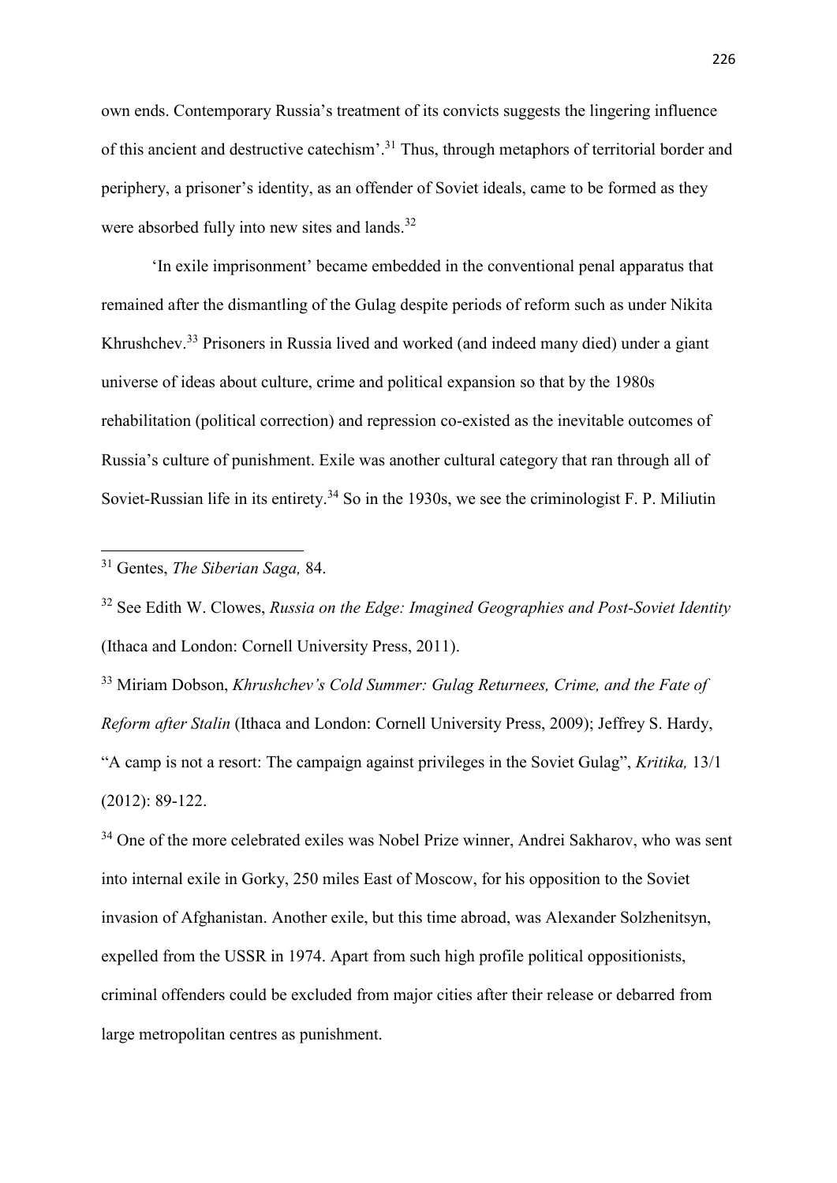own ends. Contemporary Russia's treatment of its convicts suggests the lingering influence of this ancient and destructive catechism'.[31] Thus, through metaphors of territorial border and periphery, a prisoner's identity, as an offender of Soviet ideals, came to be formed as they were absorbed fully into new sites and lands.[32]

'In exile imprisonment' became embedded in the conventional penal apparatus that remained after the dismantling of the Gulag despite periods of reform such as under Nikita Khrushchev.[33] Prisoners in Russia lived and worked (and indeed many died) under a giant universe of ideas about culture, crime and political expansion so that by the 1980s rehabilitation (political correction) and repression co-existed as the inevitable outcomes of Russia's culture of punishment. Exile was another cultural category that ran through all of Soviet-Russian life in its entirety.[34] So in the 1930s, we see the criminologist F. P. Miliutin

---

[31] Gentes, *The Siberian Saga,* 84.

[32] See Edith W. Clowes, *Russia on the Edge: Imagined Geographies and Post-Soviet Identity* (Ithaca and London: Cornell University Press, 2011).

[33] Miriam Dobson, *Khrushchev's Cold Summer: Gulag Returnees, Crime, and the Fate of Reform after Stalin* (Ithaca and London: Cornell University Press, 2009); Jeffrey S. Hardy, "A camp is not a resort: The campaign against privileges in the Soviet Gulag", *Kritika,* 13/1 (2012): 89-122.

[34] One of the more celebrated exiles was Nobel Prize winner, Andrei Sakharov, who was sent into internal exile in Gorky, 250 miles East of Moscow, for his opposition to the Soviet invasion of Afghanistan. Another exile, but this time abroad, was Alexander Solzhenitsyn, expelled from the USSR in 1974. Apart from such high profile political oppositionists, criminal offenders could be excluded from major cities after their release or debarred from large metropolitan centres as punishment.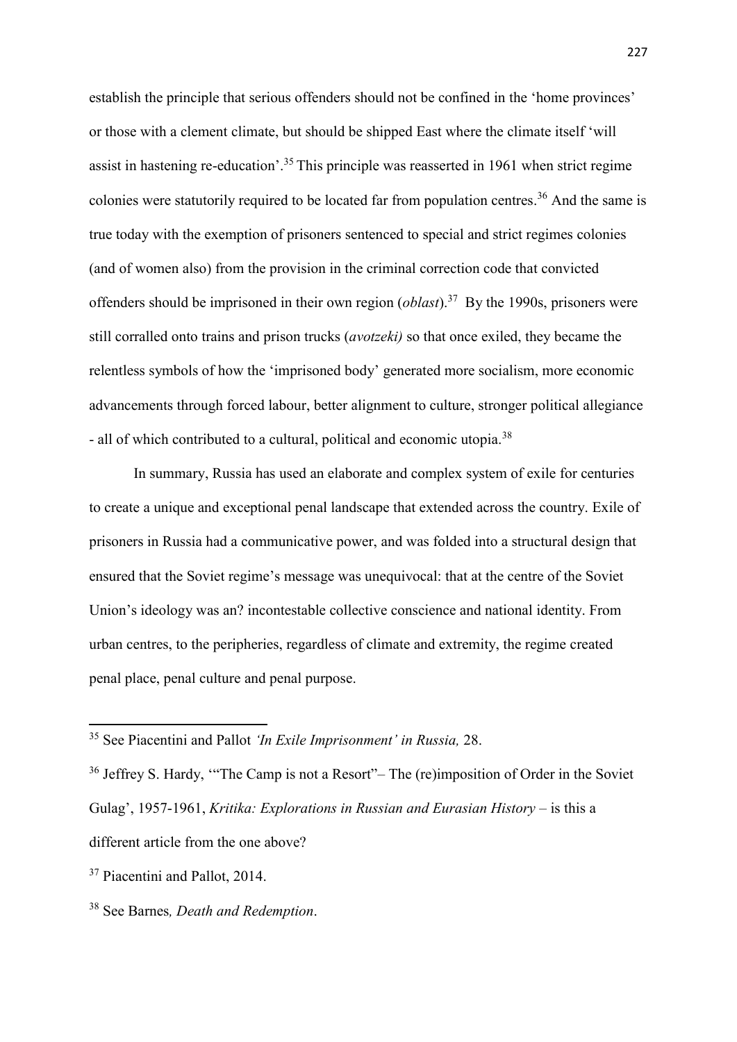establish the principle that serious offenders should not be confined in the 'home provinces' or those with a clement climate, but should be shipped East where the climate itself 'will assist in hastening re-education'.[35] This principle was reasserted in 1961 when strict regime colonies were statutorily required to be located far from population centres.[36] And the same is true today with the exemption of prisoners sentenced to special and strict regimes colonies (and of women also) from the provision in the criminal correction code that convicted offenders should be imprisoned in their own region (*oblast*).[37] By the 1990s, prisoners were still corralled onto trains and prison trucks (*avotzeki)* so that once exiled, they became the relentless symbols of how the 'imprisoned body' generated more socialism, more economic advancements through forced labour, better alignment to culture, stronger political allegiance - all of which contributed to a cultural, political and economic utopia.[38]

In summary, Russia has used an elaborate and complex system of exile for centuries to create a unique and exceptional penal landscape that extended across the country. Exile of prisoners in Russia had a communicative power, and was folded into a structural design that ensured that the Soviet regime's message was unequivocal: that at the centre of the Soviet Union's ideology was an? incontestable collective conscience and national identity. From urban centres, to the peripheries, regardless of climate and extremity, the regime created penal place, penal culture and penal purpose.

---

[35] See Piacentini and Pallot *'In Exile Imprisonment' in Russia,* 28.

[36] Jeffrey S. Hardy, '"The Camp is not a Resort"– The (re)imposition of Order in the Soviet Gulag', 1957-1961, *Kritika: Explorations in Russian and Eurasian History* – is this a different article from the one above?

[37] Piacentini and Pallot, 2014.

[38] See Barnes*, Death and Redemption*.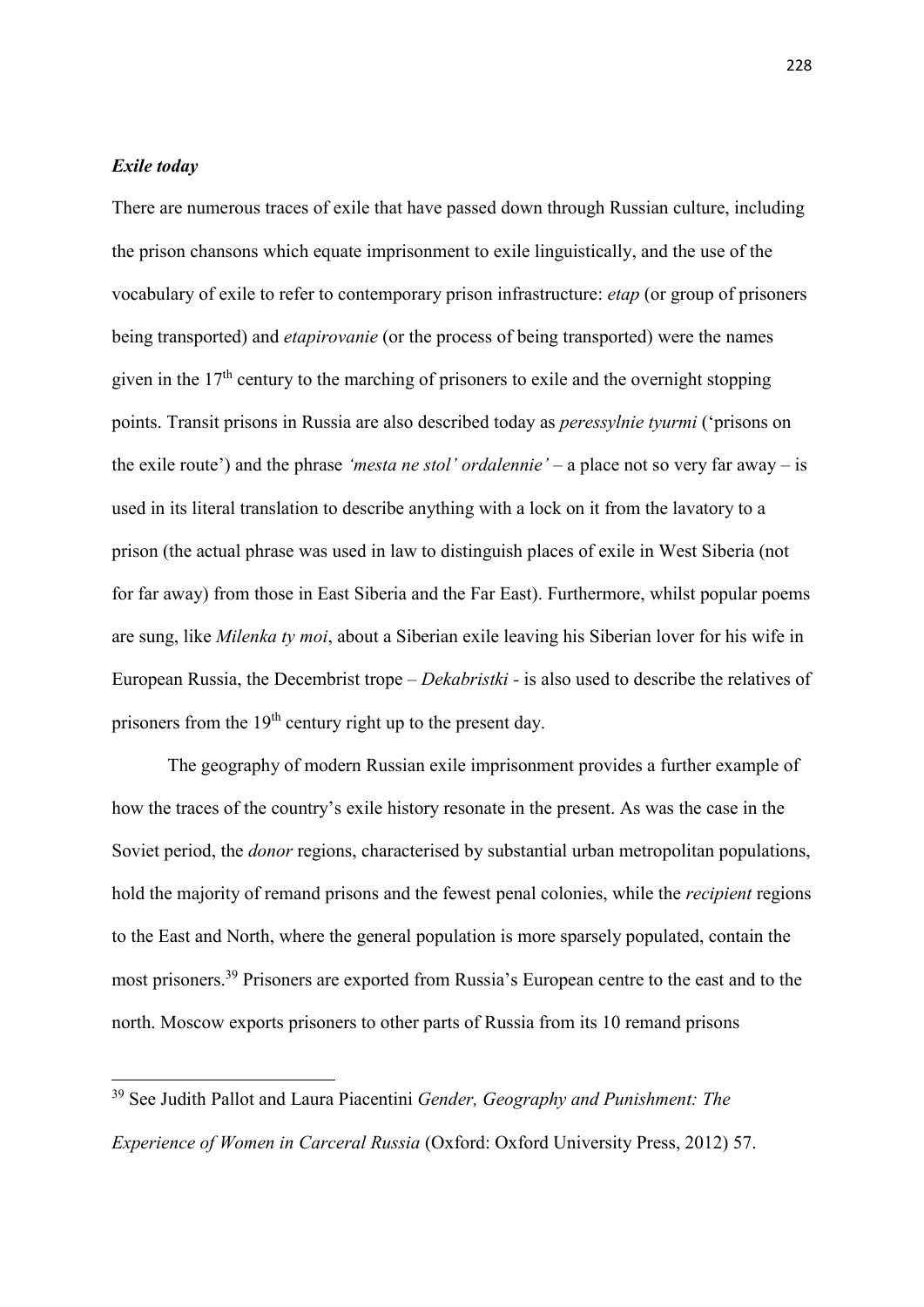### *Exile today*

There are numerous traces of exile that have passed down through Russian culture, including the prison chansons which equate imprisonment to exile linguistically, and the use of the vocabulary of exile to refer to contemporary prison infrastructure: *etap* (or group of prisoners being transported) and *etapirovanie* (or the process of being transported) were the names given in the 17th century to the marching of prisoners to exile and the overnight stopping points. Transit prisons in Russia are also described today as *peressylnie tyurmi* ('prisons on the exile route') and the phrase *'mesta ne stol' ordalennie'* – a place not so very far away – is used in its literal translation to describe anything with a lock on it from the lavatory to a prison (the actual phrase was used in law to distinguish places of exile in West Siberia (not for far away) from those in East Siberia and the Far East). Furthermore, whilst popular poems are sung, like *Milenka ty moi*, about a Siberian exile leaving his Siberian lover for his wife in European Russia, the Decembrist trope – *Dekabristki* - is also used to describe the relatives of prisoners from the 19th century right up to the present day.

The geography of modern Russian exile imprisonment provides a further example of how the traces of the country's exile history resonate in the present. As was the case in the Soviet period, the *donor* regions, characterised by substantial urban metropolitan populations, hold the majority of remand prisons and the fewest penal colonies, while the *recipient* regions to the East and North, where the general population is more sparsely populated, contain the most prisoners.[39] Prisoners are exported from Russia's European centre to the east and to the north. Moscow exports prisoners to other parts of Russia from its 10 remand prisons

---

[39] See Judith Pallot and Laura Piacentini *Gender, Geography and Punishment: The Experience of Women in Carceral Russia* (Oxford: Oxford University Press, 2012) 57.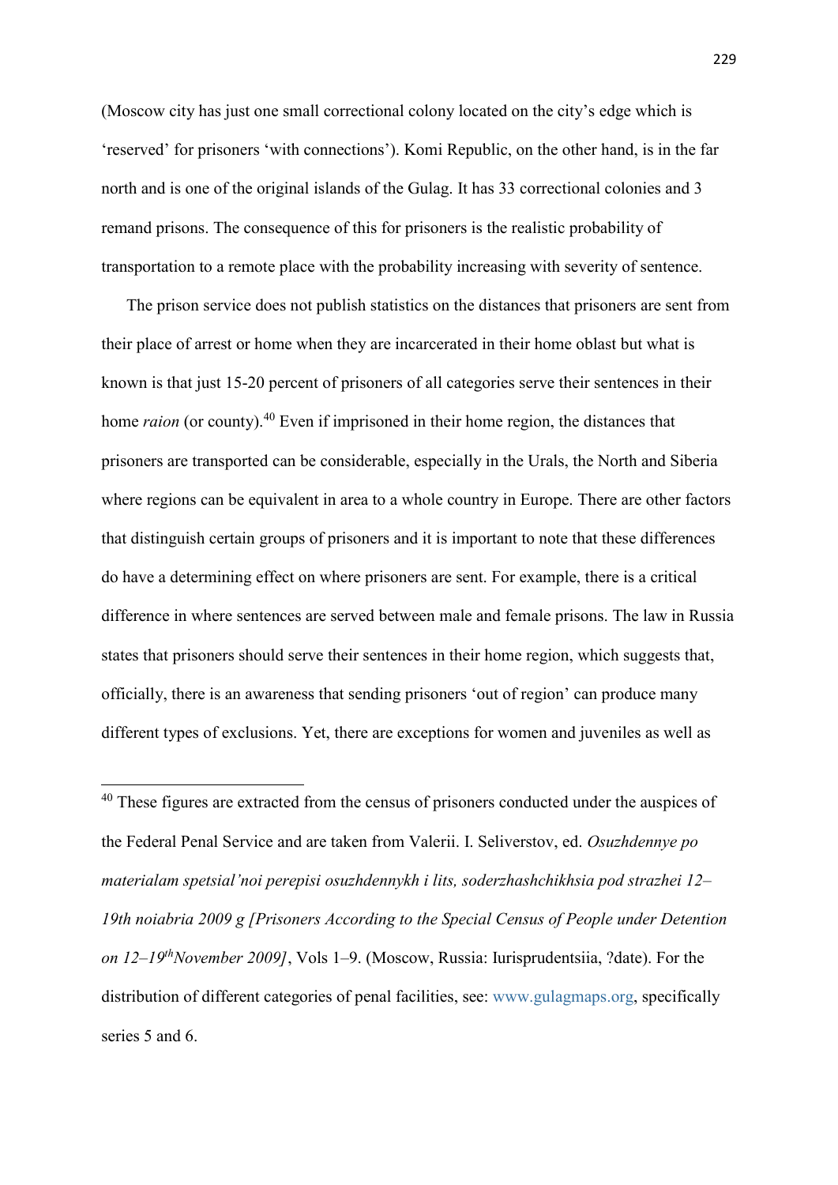(Moscow city has just one small correctional colony located on the city's edge which is 'reserved' for prisoners 'with connections'). Komi Republic, on the other hand, is in the far north and is one of the original islands of the Gulag. It has 33 correctional colonies and 3 remand prisons. The consequence of this for prisoners is the realistic probability of transportation to a remote place with the probability increasing with severity of sentence.

The prison service does not publish statistics on the distances that prisoners are sent from their place of arrest or home when they are incarcerated in their home oblast but what is known is that just 15-20 percent of prisoners of all categories serve their sentences in their home *raion* (or county).[40] Even if imprisoned in their home region, the distances that prisoners are transported can be considerable, especially in the Urals, the North and Siberia where regions can be equivalent in area to a whole country in Europe. There are other factors that distinguish certain groups of prisoners and it is important to note that these differences do have a determining effect on where prisoners are sent. For example, there is a critical difference in where sentences are served between male and female prisons. The law in Russia states that prisoners should serve their sentences in their home region, which suggests that, officially, there is an awareness that sending prisoners 'out of region' can produce many different types of exclusions. Yet, there are exceptions for women and juveniles as well as

---

[40] These figures are extracted from the census of prisoners conducted under the auspices of the Federal Penal Service and are taken from Valerii. I. Seliverstov, ed. *Osuzhdennye po materialam spetsial'noi perepisi osuzhdennykh i lits, soderzhashchikhsia pod strazhei 12–19th noiabria 2009 g [Prisoners According to the Special Census of People under Detention on 12–19th November 2009]*, Vols 1–9. (Moscow, Russia: Iurisprudentsiia, ?date). For the distribution of different categories of penal facilities, see: www.gulagmaps.org, specifically series 5 and 6.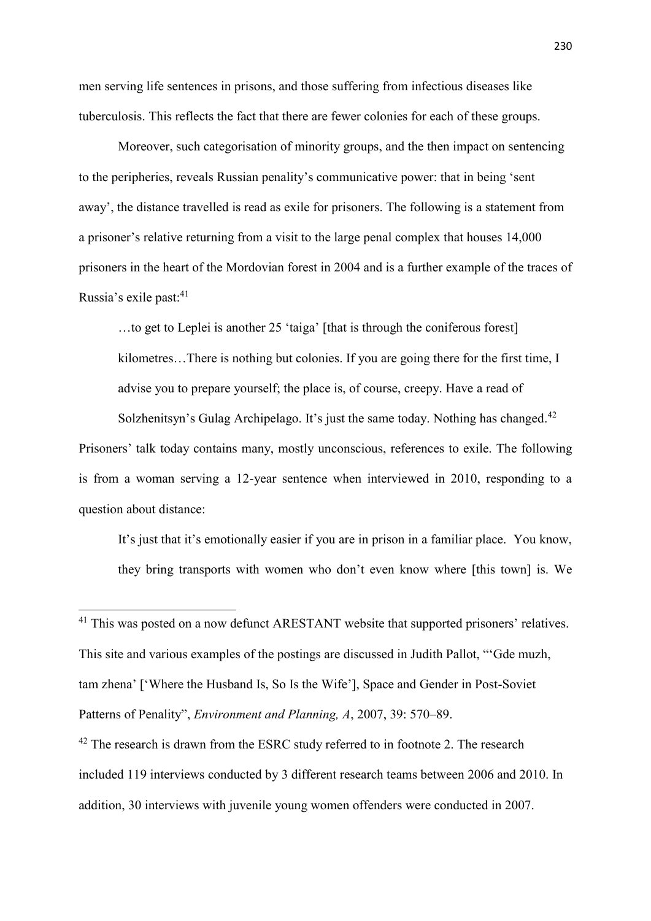men serving life sentences in prisons, and those suffering from infectious diseases like tuberculosis. This reflects the fact that there are fewer colonies for each of these groups.

Moreover, such categorisation of minority groups, and the then impact on sentencing to the peripheries, reveals Russian penality's communicative power: that in being 'sent away', the distance travelled is read as exile for prisoners. The following is a statement from a prisoner's relative returning from a visit to the large penal complex that houses 14,000 prisoners in the heart of the Mordovian forest in 2004 and is a further example of the traces of Russia's exile past:[41]

> …to get to Leplei is another 25 'taiga' [that is through the coniferous forest] kilometres…There is nothing but colonies. If you are going there for the first time, I advise you to prepare yourself; the place is, of course, creepy. Have a read of Solzhenitsyn's Gulag Archipelago. It's just the same today. Nothing has changed.[42]

Prisoners' talk today contains many, mostly unconscious, references to exile. The following is from a woman serving a 12-year sentence when interviewed in 2010, responding to a question about distance:

> It's just that it's emotionally easier if you are in prison in a familiar place. You know, they bring transports with women who don't even know where [this town] is. We

---

[41] This was posted on a now defunct ARESTANT website that supported prisoners' relatives. This site and various examples of the postings are discussed in Judith Pallot, "'Gde muzh, tam zhena' ['Where the Husband Is, So Is the Wife'], Space and Gender in Post-Soviet Patterns of Penality", *Environment and Planning, A*, 2007, 39: 570–89.

[42] The research is drawn from the ESRC study referred to in footnote 2. The research included 119 interviews conducted by 3 different research teams between 2006 and 2010. In addition, 30 interviews with juvenile young women offenders were conducted in 2007.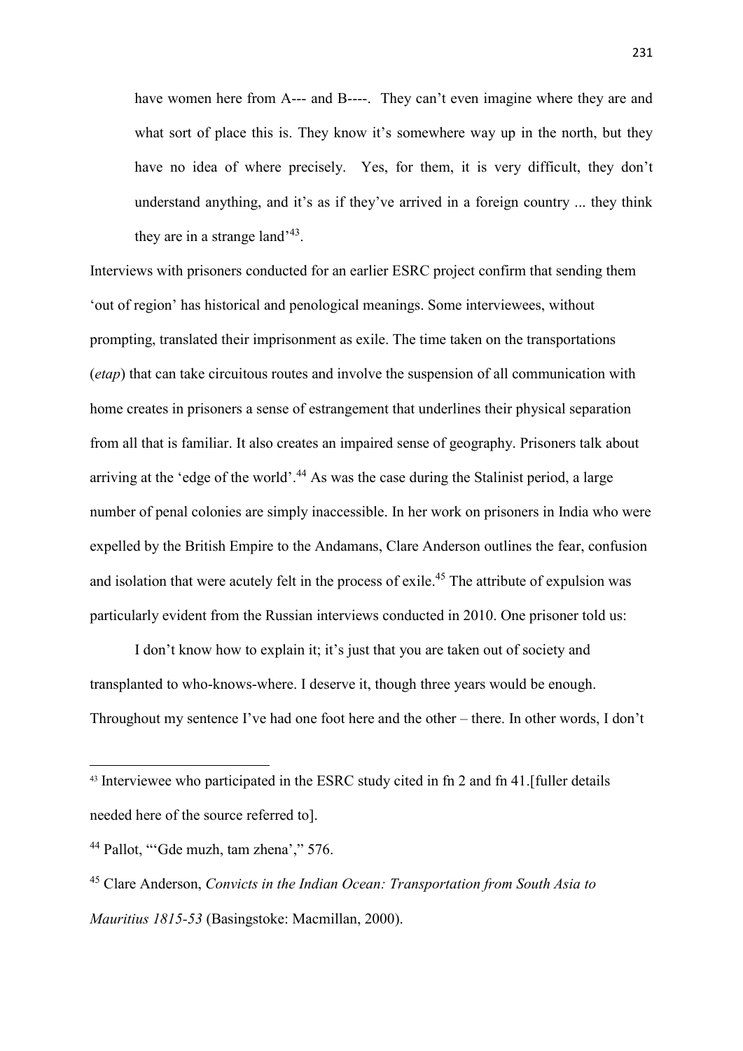> have women here from A--- and B----. They can't even imagine where they are and what sort of place this is. They know it's somewhere way up in the north, but they have no idea of where precisely. Yes, for them, it is very difficult, they don't understand anything, and it's as if they've arrived in a foreign country ... they think they are in a strange land'[43].

Interviews with prisoners conducted for an earlier ESRC project confirm that sending them 'out of region' has historical and penological meanings. Some interviewees, without prompting, translated their imprisonment as exile. The time taken on the transportations (*etap*) that can take circuitous routes and involve the suspension of all communication with home creates in prisoners a sense of estrangement that underlines their physical separation from all that is familiar. It also creates an impaired sense of geography. Prisoners talk about arriving at the 'edge of the world'.[44] As was the case during the Stalinist period, a large number of penal colonies are simply inaccessible. In her work on prisoners in India who were expelled by the British Empire to the Andamans, Clare Anderson outlines the fear, confusion and isolation that were acutely felt in the process of exile.[45] The attribute of expulsion was particularly evident from the Russian interviews conducted in 2010. One prisoner told us:

I don't know how to explain it; it's just that you are taken out of society and transplanted to who-knows-where. I deserve it, though three years would be enough. Throughout my sentence I've had one foot here and the other – there. In other words, I don't

---

[43] Interviewee who participated in the ESRC study cited in fn 2 and fn 41.[fuller details needed here of the source referred to].

[44] Pallot, "'Gde muzh, tam zhena'," 576.

[45] Clare Anderson, *Convicts in the Indian Ocean: Transportation from South Asia to Mauritius 1815-53* (Basingstoke: Macmillan, 2000).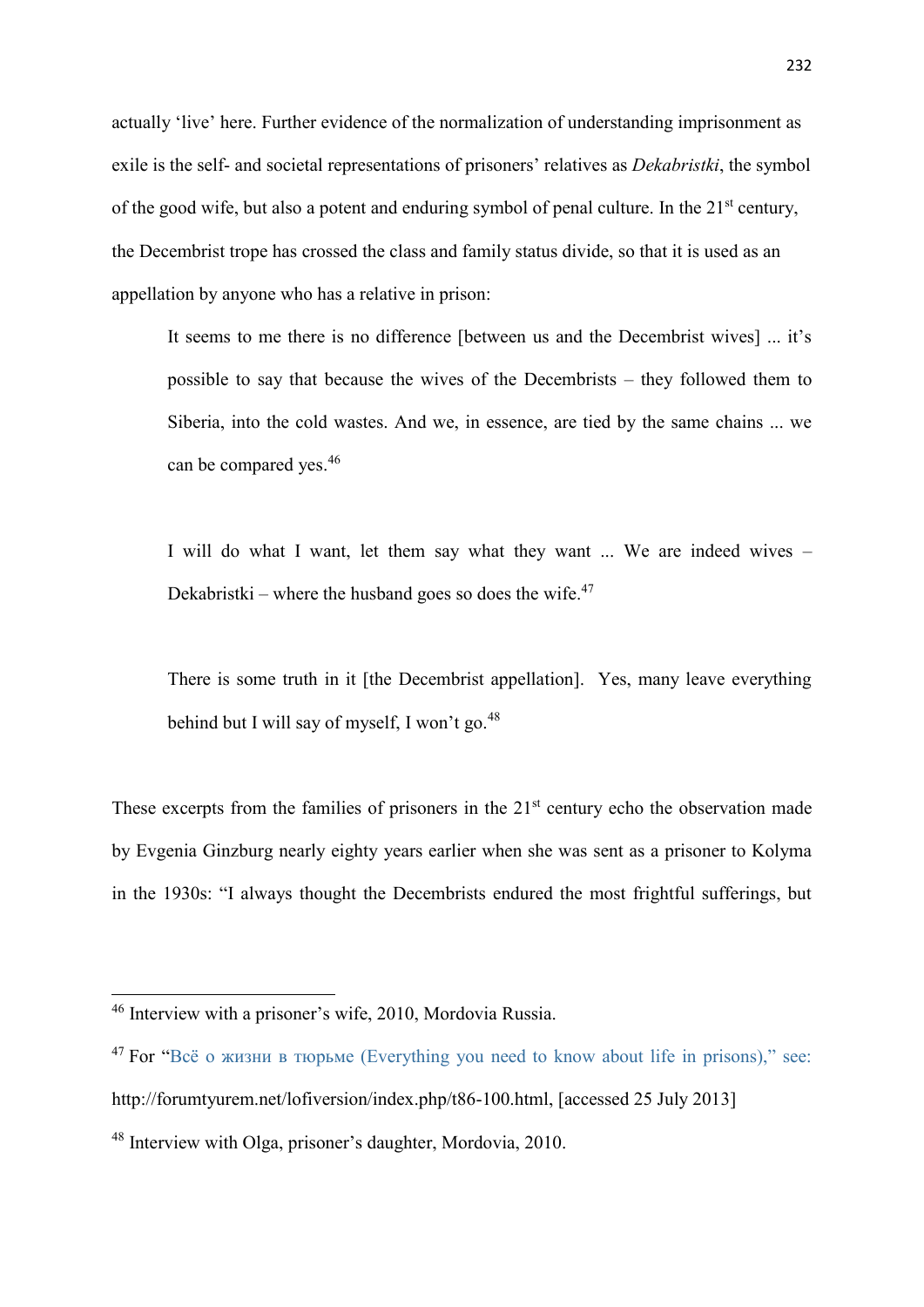actually 'live' here. Further evidence of the normalization of understanding imprisonment as exile is the self- and societal representations of prisoners' relatives as *Dekabristki*, the symbol of the good wife, but also a potent and enduring symbol of penal culture. In the 21st century, the Decembrist trope has crossed the class and family status divide, so that it is used as an appellation by anyone who has a relative in prison:

> It seems to me there is no difference [between us and the Decembrist wives] ... it's possible to say that because the wives of the Decembrists – they followed them to Siberia, into the cold wastes. And we, in essence, are tied by the same chains ... we can be compared yes.[46]

> I will do what I want, let them say what they want ... We are indeed wives – Dekabristki – where the husband goes so does the wife.[47]

> There is some truth in it [the Decembrist appellation]. Yes, many leave everything behind but I will say of myself, I won't go.[48]

These excerpts from the families of prisoners in the 21st century echo the observation made by Evgenia Ginzburg nearly eighty years earlier when she was sent as a prisoner to Kolyma in the 1930s: "I always thought the Decembrists endured the most frightful sufferings, but

---

[46] Interview with a prisoner's wife, 2010, Mordovia Russia.

[47] For "Всё о жизни в тюрьме (Everything you need to know about life in prisons)," see: http://forumtyurem.net/lofiversion/index.php/t86-100.html, [accessed 25 July 2013]

[48] Interview with Olga, prisoner's daughter, Mordovia, 2010.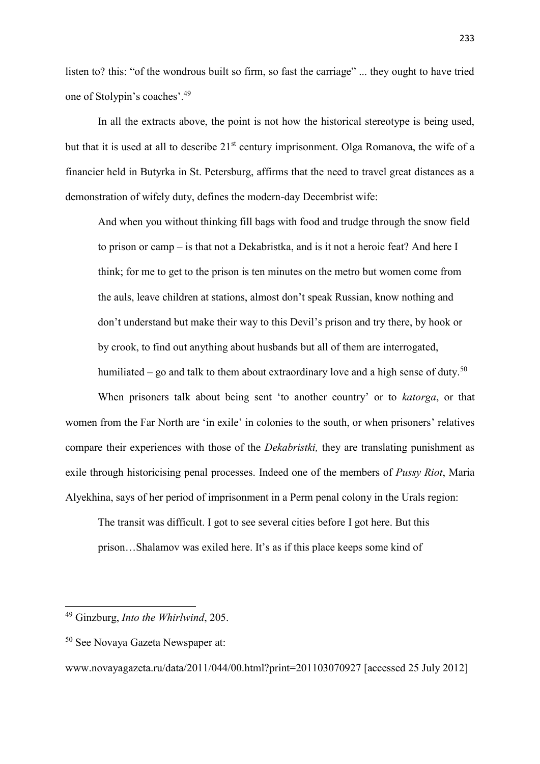listen to? this: "of the wondrous built so firm, so fast the carriage" ... they ought to have tried one of Stolypin's coaches'.[49]

In all the extracts above, the point is not how the historical stereotype is being used, but that it is used at all to describe 21st century imprisonment. Olga Romanova, the wife of a financier held in Butyrka in St. Petersburg, affirms that the need to travel great distances as a demonstration of wifely duty, defines the modern-day Decembrist wife:

> And when you without thinking fill bags with food and trudge through the snow field to prison or camp – is that not a Dekabristka, and is it not a heroic feat? And here I think; for me to get to the prison is ten minutes on the metro but women come from the auls, leave children at stations, almost don't speak Russian, know nothing and don't understand but make their way to this Devil's prison and try there, by hook or by crook, to find out anything about husbands but all of them are interrogated, humiliated – go and talk to them about extraordinary love and a high sense of duty.[50]

When prisoners talk about being sent 'to another country' or to *katorga*, or that women from the Far North are 'in exile' in colonies to the south, or when prisoners' relatives compare their experiences with those of the *Dekabristki,* they are translating punishment as exile through historicising penal processes. Indeed one of the members of *Pussy Riot*, Maria Alyekhina, says of her period of imprisonment in a Perm penal colony in the Urals region:

> The transit was difficult. I got to see several cities before I got here. But this prison…Shalamov was exiled here. It's as if this place keeps some kind of

---

[49] Ginzburg, *Into the Whirlwind*, 205.

[50] See Novaya Gazeta Newspaper at: www.novayagazeta.ru/data/2011/044/00.html?print=201103070927 [accessed 25 July 2012]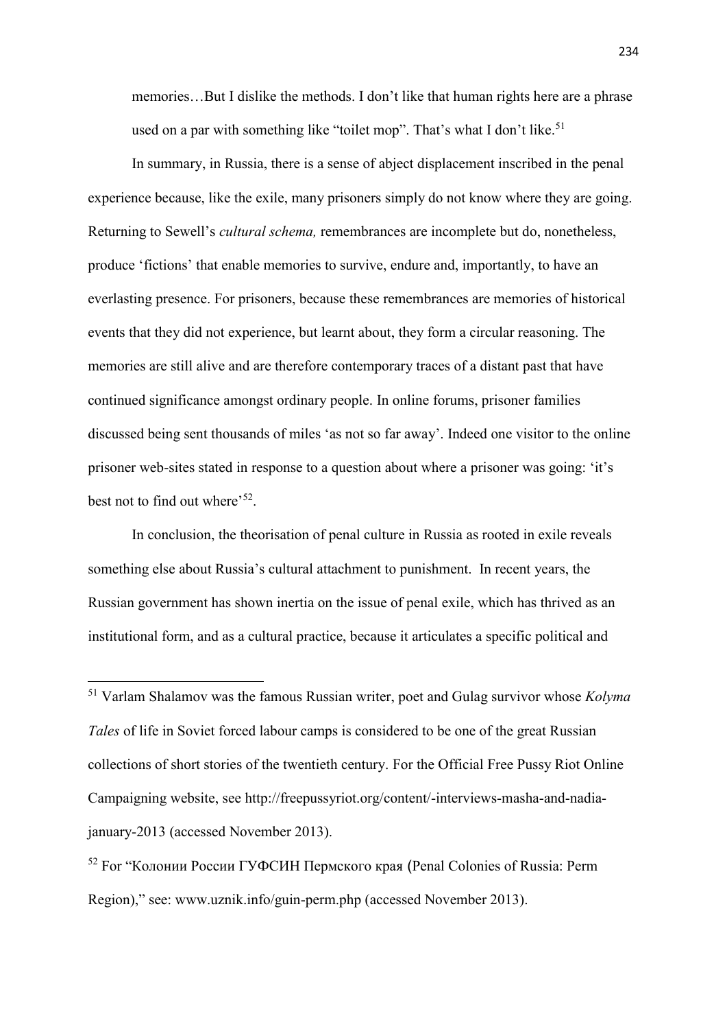memories…But I dislike the methods. I don't like that human rights here are a phrase used on a par with something like "toilet mop". That's what I don't like.[51]

In summary, in Russia, there is a sense of abject displacement inscribed in the penal experience because, like the exile, many prisoners simply do not know where they are going. Returning to Sewell's *cultural schema,* remembrances are incomplete but do, nonetheless, produce 'fictions' that enable memories to survive, endure and, importantly, to have an everlasting presence. For prisoners, because these remembrances are memories of historical events that they did not experience, but learnt about, they form a circular reasoning. The memories are still alive and are therefore contemporary traces of a distant past that have continued significance amongst ordinary people. In online forums, prisoner families discussed being sent thousands of miles 'as not so far away'. Indeed one visitor to the online prisoner web-sites stated in response to a question about where a prisoner was going: 'it's best not to find out where'[52].

In conclusion, the theorisation of penal culture in Russia as rooted in exile reveals something else about Russia's cultural attachment to punishment. In recent years, the Russian government has shown inertia on the issue of penal exile, which has thrived as an institutional form, and as a cultural practice, because it articulates a specific political and

---

[51] Varlam Shalamov was the famous Russian writer, poet and Gulag survivor whose *Kolyma Tales* of life in Soviet forced labour camps is considered to be one of the great Russian collections of short stories of the twentieth century. For the Official Free Pussy Riot Online Campaigning website, see http://freepussyriot.org/content/-interviews-masha-and-nadia-january-2013 (accessed November 2013).

[52] For "Колонии России ГУФСИН Пермского края (Penal Colonies of Russia: Perm Region)," see: www.uznik.info/guin-perm.php (accessed November 2013).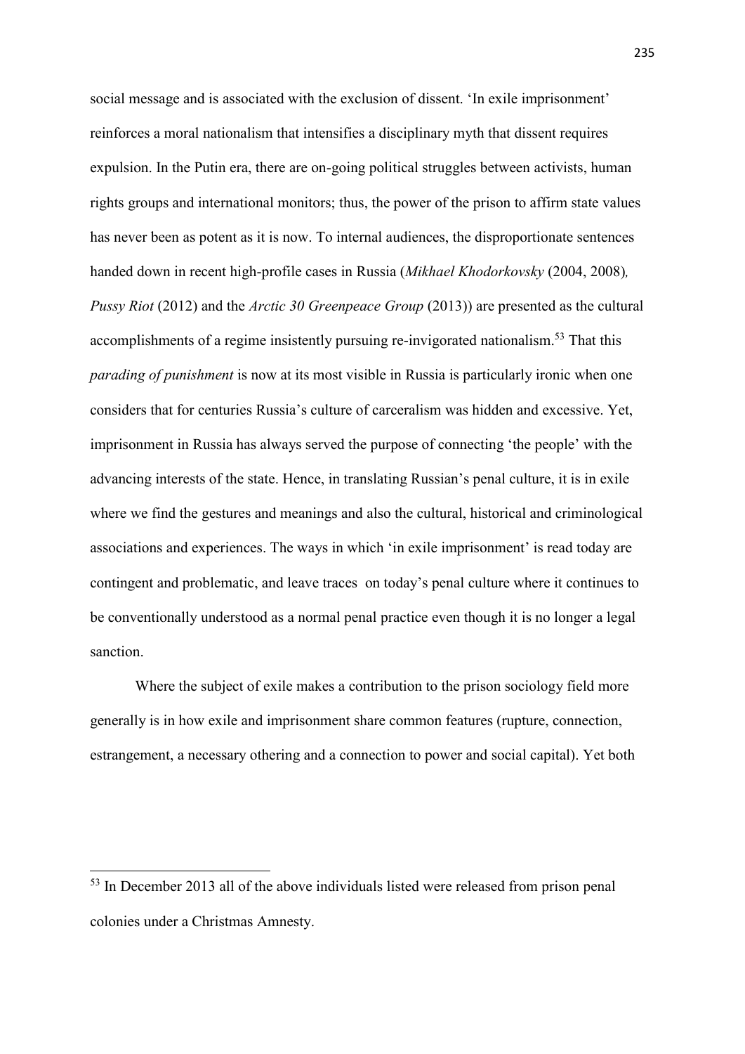social message and is associated with the exclusion of dissent. 'In exile imprisonment' reinforces a moral nationalism that intensifies a disciplinary myth that dissent requires expulsion. In the Putin era, there are on-going political struggles between activists, human rights groups and international monitors; thus, the power of the prison to affirm state values has never been as potent as it is now. To internal audiences, the disproportionate sentences handed down in recent high-profile cases in Russia (*Mikhael Khodorkovsky* (2004, 2008), *Pussy Riot* (2012) and the *Arctic 30 Greenpeace Group* (2013)) are presented as the cultural accomplishments of a regime insistently pursuing re-invigorated nationalism.[53] That this *parading of punishment* is now at its most visible in Russia is particularly ironic when one considers that for centuries Russia's culture of carceralism was hidden and excessive. Yet, imprisonment in Russia has always served the purpose of connecting 'the people' with the advancing interests of the state. Hence, in translating Russian's penal culture, it is in exile where we find the gestures and meanings and also the cultural, historical and criminological associations and experiences. The ways in which 'in exile imprisonment' is read today are contingent and problematic, and leave traces on today's penal culture where it continues to be conventionally understood as a normal penal practice even though it is no longer a legal sanction.

Where the subject of exile makes a contribution to the prison sociology field more generally is in how exile and imprisonment share common features (rupture, connection, estrangement, a necessary othering and a connection to power and social capital). Yet both

[53] In December 2013 all of the above individuals listed were released from prison penal colonies under a Christmas Amnesty.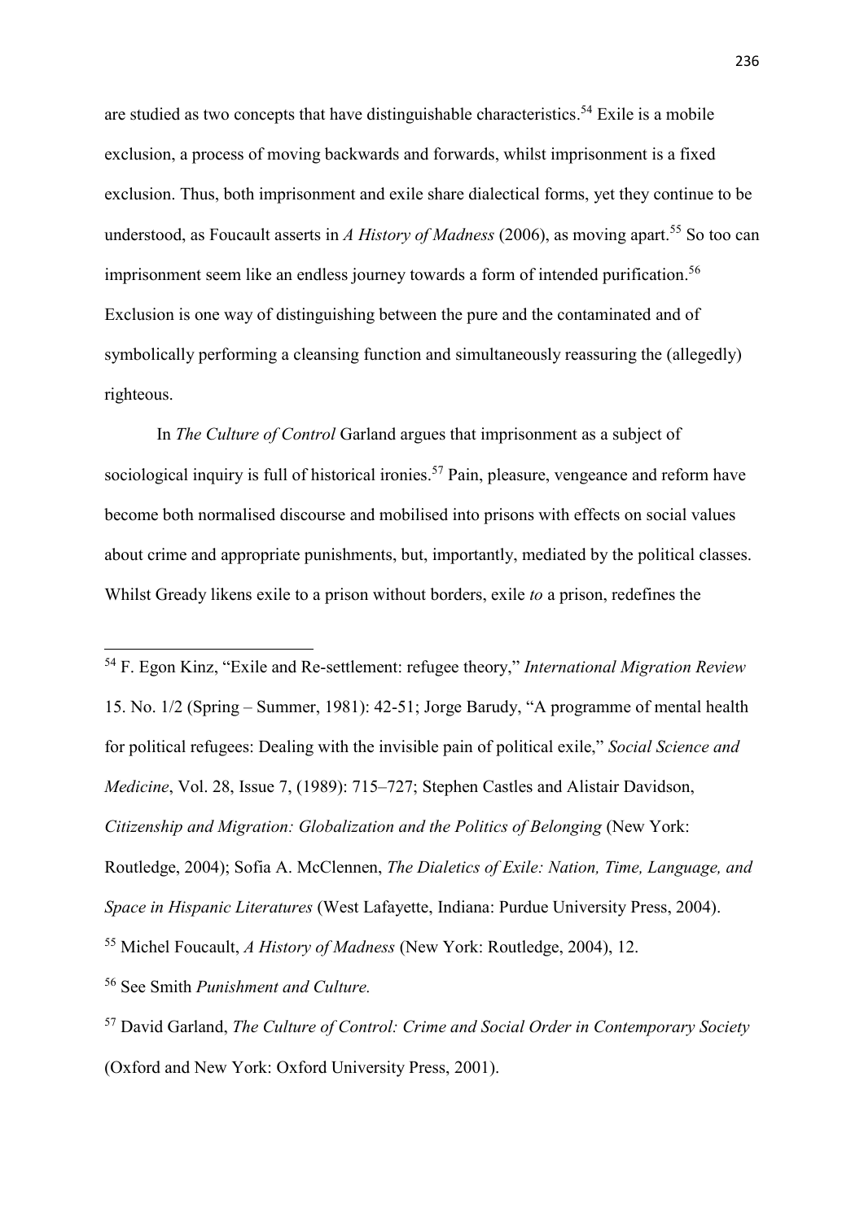are studied as two concepts that have distinguishable characteristics.[54] Exile is a mobile exclusion, a process of moving backwards and forwards, whilst imprisonment is a fixed exclusion. Thus, both imprisonment and exile share dialectical forms, yet they continue to be understood, as Foucault asserts in *A History of Madness* (2006), as moving apart.[55] So too can imprisonment seem like an endless journey towards a form of intended purification.[56] Exclusion is one way of distinguishing between the pure and the contaminated and of symbolically performing a cleansing function and simultaneously reassuring the (allegedly) righteous.

In *The Culture of Control* Garland argues that imprisonment as a subject of sociological inquiry is full of historical ironies.[57] Pain, pleasure, vengeance and reform have become both normalised discourse and mobilised into prisons with effects on social values about crime and appropriate punishments, but, importantly, mediated by the political classes. Whilst Gready likens exile to a prison without borders, exile *to* a prison, redefines the

---

[54] F. Egon Kinz, "Exile and Re-settlement: refugee theory," *International Migration Review* 15. No. 1/2 (Spring – Summer, 1981): 42-51; Jorge Barudy, "A programme of mental health for political refugees: Dealing with the invisible pain of political exile," *Social Science and Medicine*, Vol. 28, Issue 7, (1989): 715–727; Stephen Castles and Alistair Davidson, *Citizenship and Migration: Globalization and the Politics of Belonging* (New York: Routledge, 2004); Sofia A. McClennen, *The Dialetics of Exile: Nation, Time, Language, and Space in Hispanic Literatures* (West Lafayette, Indiana: Purdue University Press, 2004).

[55] Michel Foucault, *A History of Madness* (New York: Routledge, 2004), 12.

[56] See Smith *Punishment and Culture.*

[57] David Garland, *The Culture of Control: Crime and Social Order in Contemporary Society* (Oxford and New York: Oxford University Press, 2001).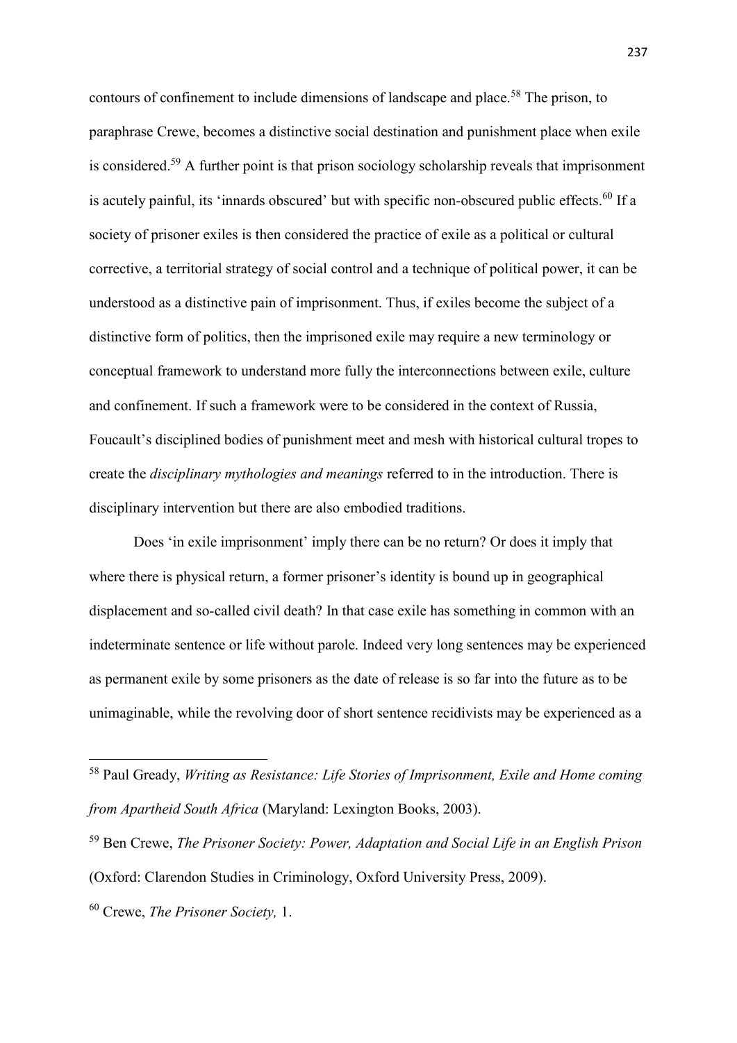contours of confinement to include dimensions of landscape and place.[58] The prison, to paraphrase Crewe, becomes a distinctive social destination and punishment place when exile is considered.[59] A further point is that prison sociology scholarship reveals that imprisonment is acutely painful, its 'innards obscured' but with specific non-obscured public effects.[60] If a society of prisoner exiles is then considered the practice of exile as a political or cultural corrective, a territorial strategy of social control and a technique of political power, it can be understood as a distinctive pain of imprisonment. Thus, if exiles become the subject of a distinctive form of politics, then the imprisoned exile may require a new terminology or conceptual framework to understand more fully the interconnections between exile, culture and confinement. If such a framework were to be considered in the context of Russia, Foucault's disciplined bodies of punishment meet and mesh with historical cultural tropes to create the *disciplinary mythologies and meanings* referred to in the introduction. There is disciplinary intervention but there are also embodied traditions.

Does 'in exile imprisonment' imply there can be no return? Or does it imply that where there is physical return, a former prisoner's identity is bound up in geographical displacement and so-called civil death? In that case exile has something in common with an indeterminate sentence or life without parole. Indeed very long sentences may be experienced as permanent exile by some prisoners as the date of release is so far into the future as to be unimaginable, while the revolving door of short sentence recidivists may be experienced as a

---

[58] Paul Gready, *Writing as Resistance: Life Stories of Imprisonment, Exile and Home coming from Apartheid South Africa* (Maryland: Lexington Books, 2003).

[59] Ben Crewe, *The Prisoner Society: Power, Adaptation and Social Life in an English Prison* (Oxford: Clarendon Studies in Criminology, Oxford University Press, 2009).

[60] Crewe, *The Prisoner Society,* 1.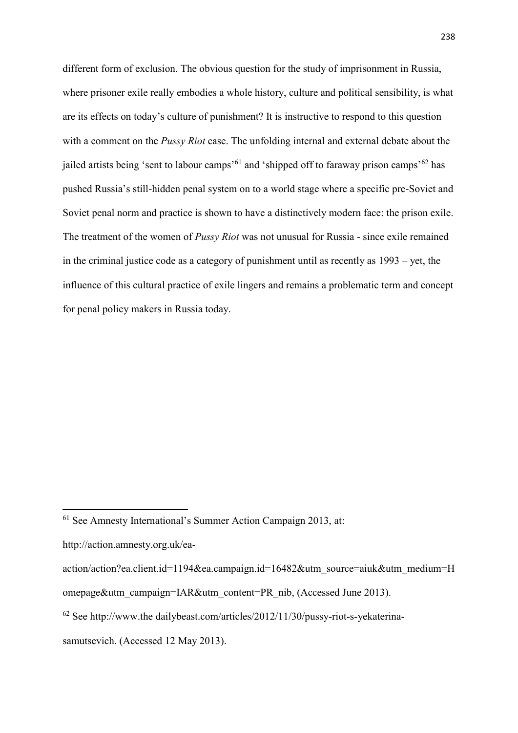different form of exclusion. The obvious question for the study of imprisonment in Russia, where prisoner exile really embodies a whole history, culture and political sensibility, is what are its effects on today's culture of punishment? It is instructive to respond to this question with a comment on the *Pussy Riot* case. The unfolding internal and external debate about the jailed artists being 'sent to labour camps'[61] and 'shipped off to faraway prison camps'[62] has pushed Russia's still-hidden penal system on to a world stage where a specific pre-Soviet and Soviet penal norm and practice is shown to have a distinctively modern face: the prison exile. The treatment of the women of *Pussy Riot* was not unusual for Russia - since exile remained in the criminal justice code as a category of punishment until as recently as 1993 – yet, the influence of this cultural practice of exile lingers and remains a problematic term and concept for penal policy makers in Russia today.

---

[61] See Amnesty International's Summer Action Campaign 2013, at:

http://action.amnesty.org.uk/ea-action/action?ea.client.id=1194&ea.campaign.id=16482&utm_source=aiuk&utm_medium=Homepage&utm_campaign=IAR&utm_content=PR_nib, (Accessed June 2013).

[62] See http://www.the dailybeast.com/articles/2012/11/30/pussy-riot-s-yekaterina-samutsevich. (Accessed 12 May 2013).